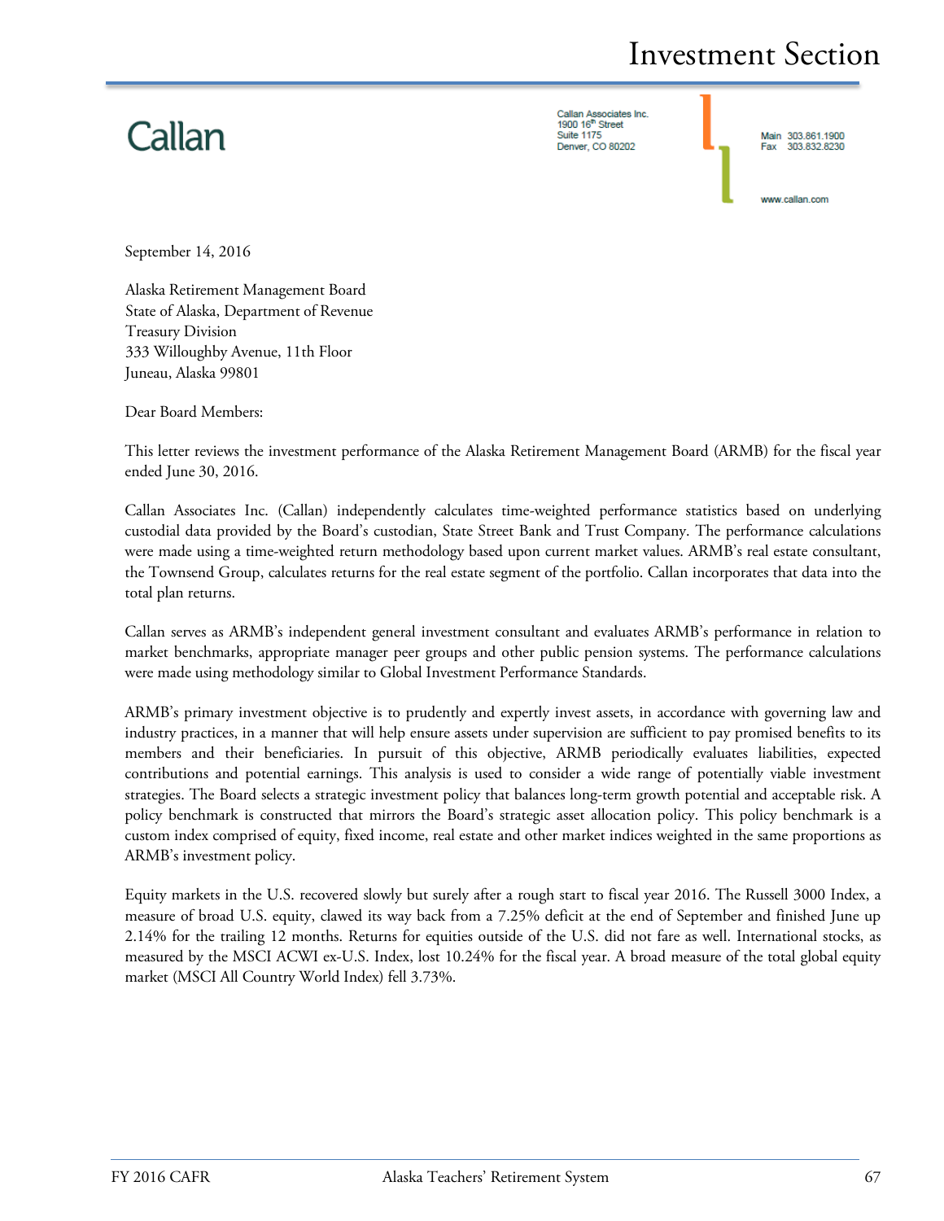Callan

Callan Associates Inc.
1900 16th Street
Suite 1175
Denver, CO 80202

Main 303.861.1900
Fax 303.832.8230

www.callan.com

September 14, 2016

Alaska Retirement Management Board
State of Alaska, Department of Revenue
Treasury Division
333 Willoughby Avenue, 11th Floor
Juneau, Alaska 99801

Dear Board Members:

This letter reviews the investment performance of the Alaska Retirement Management Board (ARMB) for the fiscal year ended June 30, 2016.

Callan Associates Inc. (Callan) independently calculates time-weighted performance statistics based on underlying custodial data provided by the Board's custodian, State Street Bank and Trust Company. The performance calculations were made using a time-weighted return methodology based upon current market values. ARMB's real estate consultant, the Townsend Group, calculates returns for the real estate segment of the portfolio. Callan incorporates that data into the total plan returns.

Callan serves as ARMB's independent general investment consultant and evaluates ARMB's performance in relation to market benchmarks, appropriate manager peer groups and other public pension systems. The performance calculations were made using methodology similar to Global Investment Performance Standards.

ARMB's primary investment objective is to prudently and expertly invest assets, in accordance with governing law and industry practices, in a manner that will help ensure assets under supervision are sufficient to pay promised benefits to its members and their beneficiaries. In pursuit of this objective, ARMB periodically evaluates liabilities, expected contributions and potential earnings. This analysis is used to consider a wide range of potentially viable investment strategies. The Board selects a strategic investment policy that balances long-term growth potential and acceptable risk. A policy benchmark is constructed that mirrors the Board's strategic asset allocation policy. This policy benchmark is a custom index comprised of equity, fixed income, real estate and other market indices weighted in the same proportions as ARMB's investment policy.

Equity markets in the U.S. recovered slowly but surely after a rough start to fiscal year 2016. The Russell 3000 Index, a measure of broad U.S. equity, clawed its way back from a 7.25% deficit at the end of September and finished June up 2.14% for the trailing 12 months. Returns for equities outside of the U.S. did not fare as well. International stocks, as measured by the MSCI ACWI ex-U.S. Index, lost 10.24% for the fiscal year. A broad measure of the total global equity market (MSCI All Country World Index) fell 3.73%.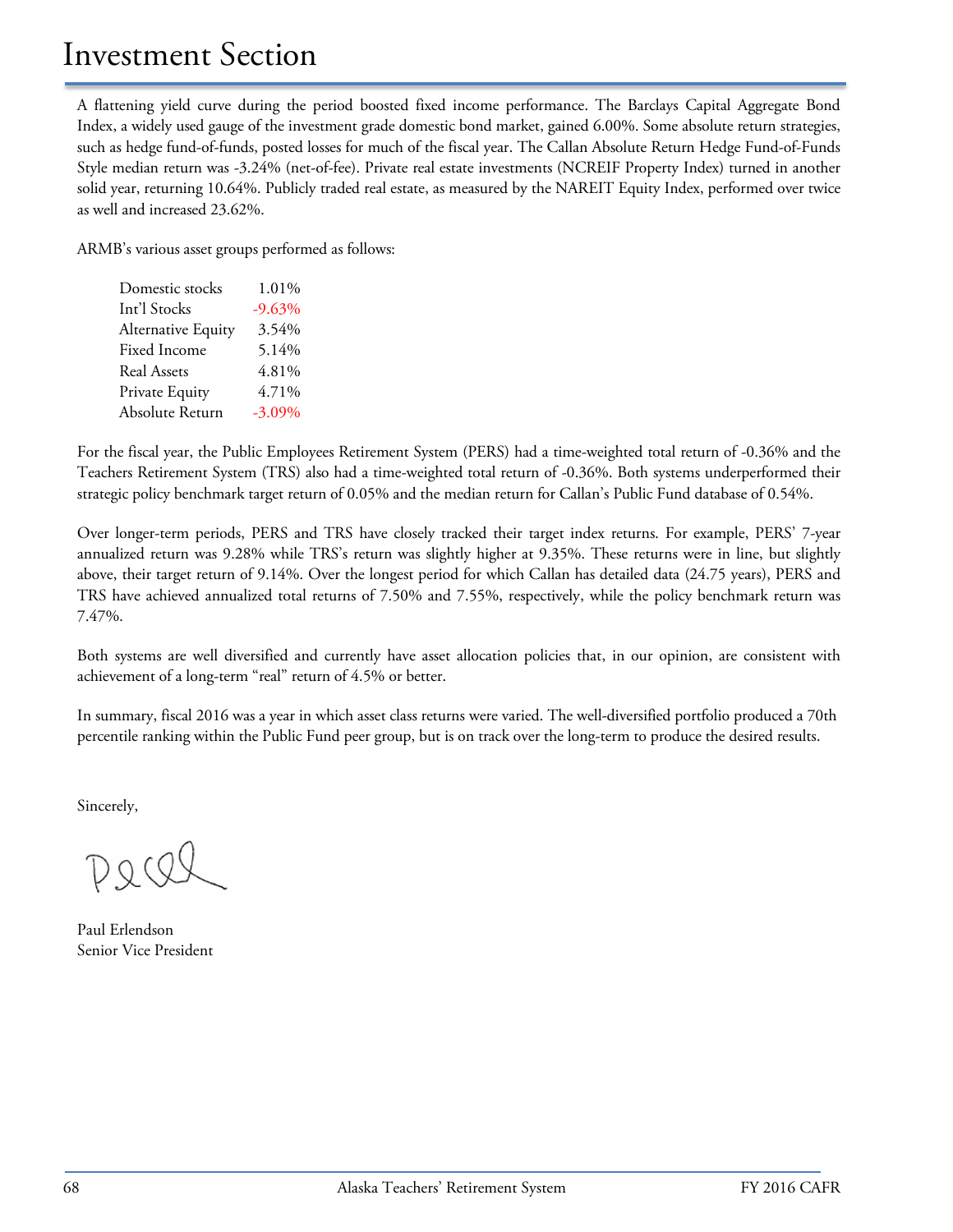# Investment Section

A flattening yield curve during the period boosted fixed income performance. The Barclays Capital Aggregate Bond Index, a widely used gauge of the investment grade domestic bond market, gained 6.00%. Some absolute return strategies, such as hedge fund-of-funds, posted losses for much of the fiscal year. The Callan Absolute Return Hedge Fund-of-Funds Style median return was -3.24% (net-of-fee). Private real estate investments (NCREIF Property Index) turned in another solid year, returning 10.64%. Publicly traded real estate, as measured by the NAREIT Equity Index, performed over twice as well and increased 23.62%.

ARMB's various asset groups performed as follows:

| | |
|---|---|
| Domestic stocks | 1.01% |
| Int'l Stocks | -9.63% |
| Alternative Equity | 3.54% |
| Fixed Income | 5.14% |
| Real Assets | 4.81% |
| Private Equity | 4.71% |
| Absolute Return | -3.09% |

For the fiscal year, the Public Employees Retirement System (PERS) had a time-weighted total return of -0.36% and the Teachers Retirement System (TRS) also had a time-weighted total return of -0.36%. Both systems underperformed their strategic policy benchmark target return of 0.05% and the median return for Callan's Public Fund database of 0.54%.

Over longer-term periods, PERS and TRS have closely tracked their target index returns. For example, PERS' 7-year annualized return was 9.28% while TRS's return was slightly higher at 9.35%. These returns were in line, but slightly above, their target return of 9.14%. Over the longest period for which Callan has detailed data (24.75 years), PERS and TRS have achieved annualized total returns of 7.50% and 7.55%, respectively, while the policy benchmark return was 7.47%.

Both systems are well diversified and currently have asset allocation policies that, in our opinion, are consistent with achievement of a long-term "real" return of 4.5% or better.

In summary, fiscal 2016 was a year in which asset class returns were varied. The well-diversified portfolio produced a 70th percentile ranking within the Public Fund peer group, but is on track over the long-term to produce the desired results.

Sincerely,

Paul Erlendson
Senior Vice President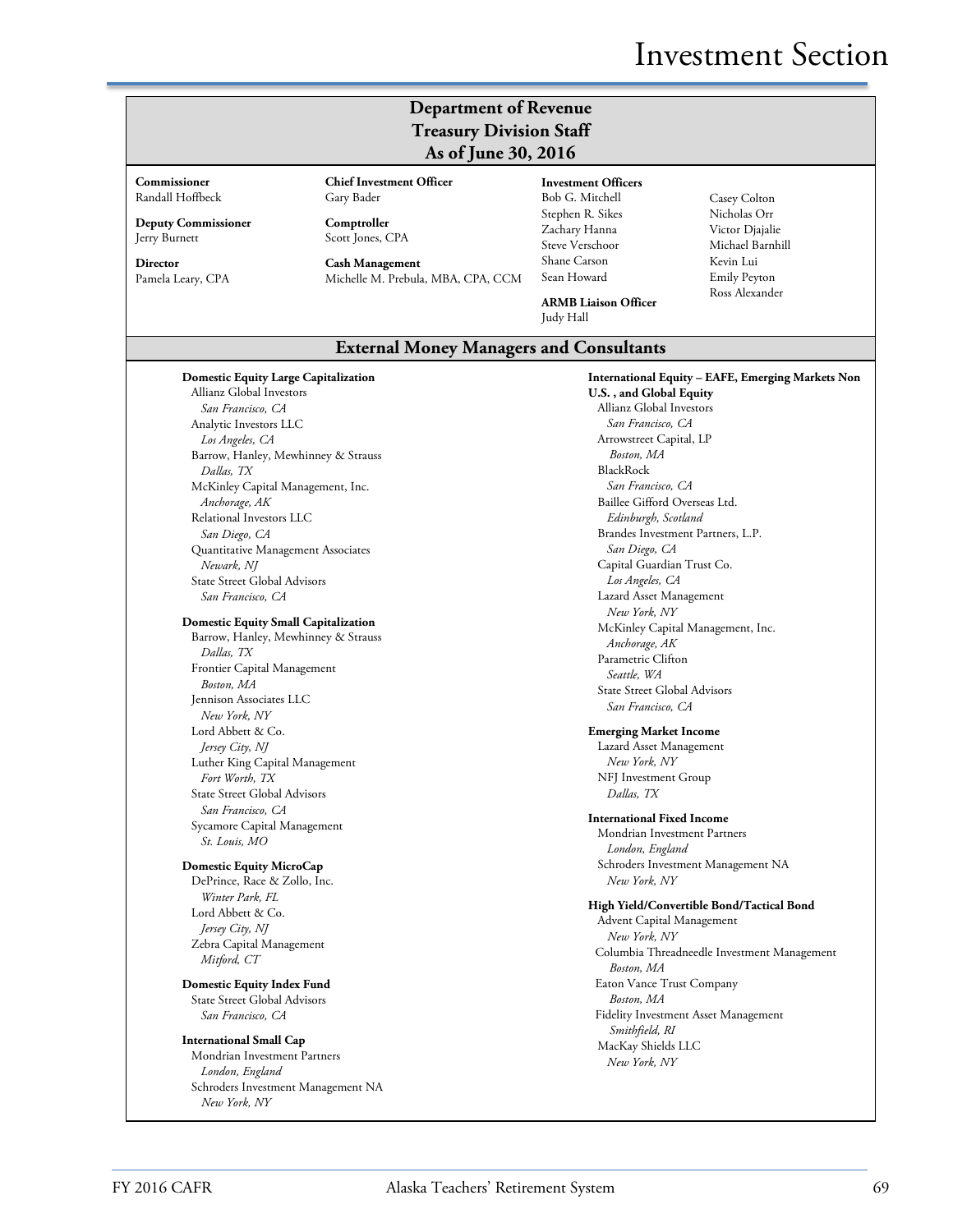# Investment Section

## Department of Revenue
## Treasury Division Staff
## As of June 30, 2016

**Commissioner**
Randall Hoffbeck

**Deputy Commissioner**
Jerry Burnett

**Director**
Pamela Leary, CPA

**Chief Investment Officer**
Gary Bader

**Comptroller**
Scott Jones, CPA

**Cash Management**
Michelle M. Prebula, MBA, CPA, CCM

**Investment Officers**
Bob G. Mitchell
Stephen R. Sikes
Zachary Hanna
Steve Verschoor
Shane Carson
Sean Howard
Casey Colton
Nicholas Orr
Victor Djajalie
Michael Barnhill
Kevin Lui
Emily Peyton
Ross Alexander

**ARMB Liaison Officer**
Judy Hall

## External Money Managers and Consultants

**Domestic Equity Large Capitalization**
Allianz Global Investors
*San Francisco, CA*
Analytic Investors LLC
*Los Angeles, CA*
Barrow, Hanley, Mewhinney & Strauss
*Dallas, TX*
McKinley Capital Management, Inc.
*Anchorage, AK*
Relational Investors LLC
*San Diego, CA*
Quantitative Management Associates
*Newark, NJ*
State Street Global Advisors
*San Francisco, CA*

**Domestic Equity Small Capitalization**
Barrow, Hanley, Mewhinney & Strauss
*Dallas, TX*
Frontier Capital Management
*Boston, MA*
Jennison Associates LLC
*New York, NY*
Lord Abbett & Co.
*Jersey City, NJ*
Luther King Capital Management
*Fort Worth, TX*
State Street Global Advisors
*San Francisco, CA*
Sycamore Capital Management
*St. Louis, MO*

**Domestic Equity MicroCap**
DePrince, Race & Zollo, Inc.
*Winter Park, FL*
Lord Abbett & Co.
*Jersey City, NJ*
Zebra Capital Management
*Mitford, CT*

**Domestic Equity Index Fund**
State Street Global Advisors
*San Francisco, CA*

**International Small Cap**
Mondrian Investment Partners
*London, England*
Schroders Investment Management NA
*New York, NY*

**International Equity – EAFE, Emerging Markets Non U.S. , and Global Equity**
Allianz Global Investors
*San Francisco, CA*
Arrowstreet Capital, LP
*Boston, MA*
BlackRock
*San Francisco, CA*
Baillee Gifford Overseas Ltd.
*Edinburgh, Scotland*
Brandes Investment Partners, L.P.
*San Diego, CA*
Capital Guardian Trust Co.
*Los Angeles, CA*
Lazard Asset Management
*New York, NY*
McKinley Capital Management, Inc.
*Anchorage, AK*
Parametric Clifton
*Seattle, WA*
State Street Global Advisors
*San Francisco, CA*

**Emerging Market Income**
Lazard Asset Management
*New York, NY*
NFJ Investment Group
*Dallas, TX*

**International Fixed Income**
Mondrian Investment Partners
*London, England*
Schroders Investment Management NA
*New York, NY*

**High Yield/Convertible Bond/Tactical Bond**
Advent Capital Management
*New York, NY*
Columbia Threadneedle Investment Management
*Boston, MA*
Eaton Vance Trust Company
*Boston, MA*
Fidelity Investment Asset Management
*Smithfield, RI*
MacKay Shields LLC
*New York, NY*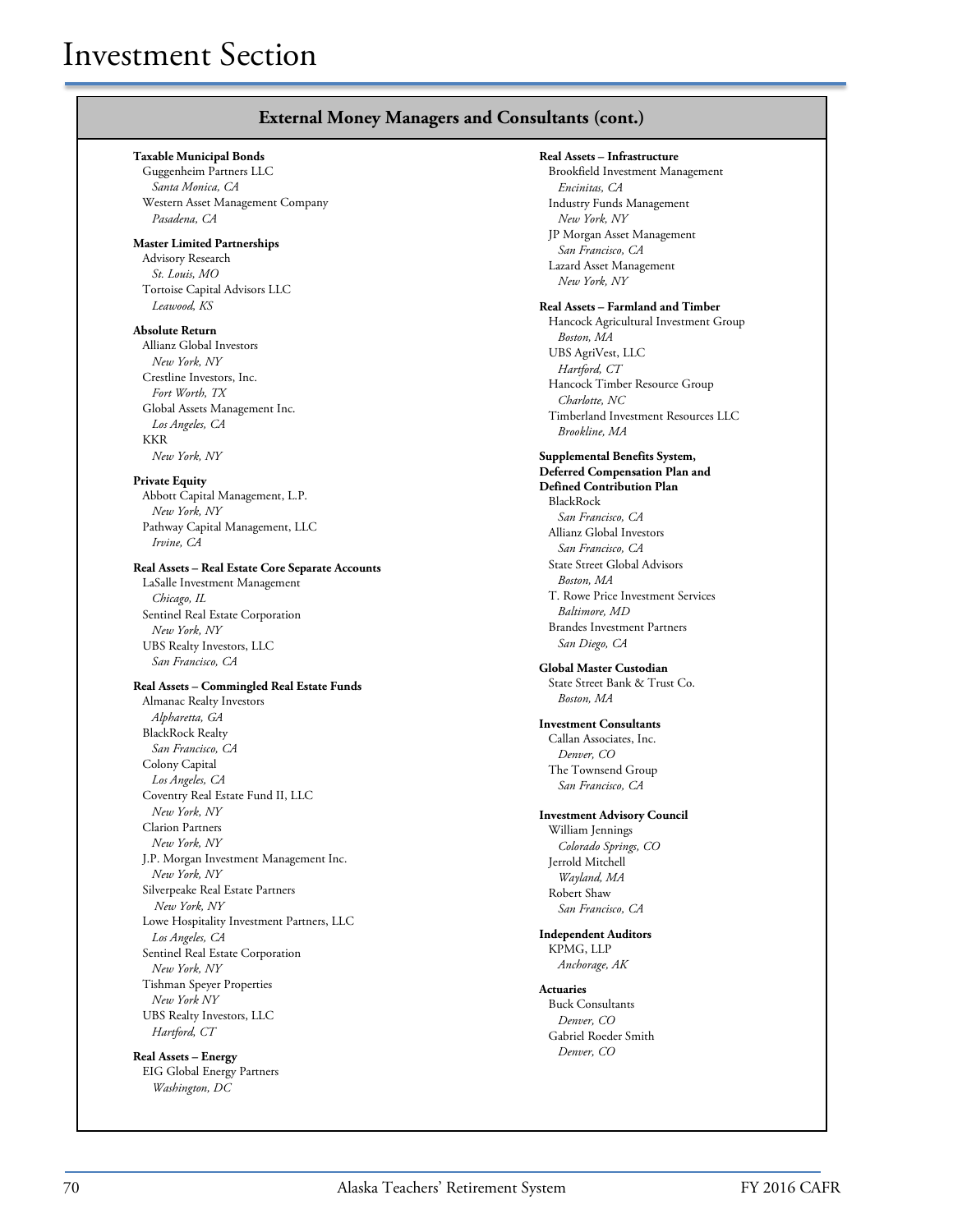# Investment Section

## External Money Managers and Consultants (cont.)

**Taxable Municipal Bonds**
Guggenheim Partners LLC
*Santa Monica, CA*
Western Asset Management Company
*Pasadena, CA*

**Master Limited Partnerships**
Advisory Research
*St. Louis, MO*
Tortoise Capital Advisors LLC
*Leawood, KS*

**Absolute Return**
Allianz Global Investors
*New York, NY*
Crestline Investors, Inc.
*Fort Worth, TX*
Global Assets Management Inc.
*Los Angeles, CA*
KKR
*New York, NY*

**Private Equity**
Abbott Capital Management, L.P.
*New York, NY*
Pathway Capital Management, LLC
*Irvine, CA*

**Real Assets – Real Estate Core Separate Accounts**
LaSalle Investment Management
*Chicago, IL*
Sentinel Real Estate Corporation
*New York, NY*
UBS Realty Investors, LLC
*San Francisco, CA*

**Real Assets – Commingled Real Estate Funds**
Almanac Realty Investors
*Alpharetta, GA*
BlackRock Realty
*San Francisco, CA*
Colony Capital
*Los Angeles, CA*
Coventry Real Estate Fund II, LLC
*New York, NY*
Clarion Partners
*New York, NY*
J.P. Morgan Investment Management Inc.
*New York, NY*
Silverpeake Real Estate Partners
*New York, NY*
Lowe Hospitality Investment Partners, LLC
*Los Angeles, CA*
Sentinel Real Estate Corporation
*New York, NY*
Tishman Speyer Properties
*New York NY*
UBS Realty Investors, LLC
*Hartford, CT*

**Real Assets – Energy**
EIG Global Energy Partners
*Washington, DC*

**Real Assets – Infrastructure**
Brookfield Investment Management
*Encinitas, CA*
Industry Funds Management
*New York, NY*
JP Morgan Asset Management
*San Francisco, CA*
Lazard Asset Management
*New York, NY*

**Real Assets – Farmland and Timber**
Hancock Agricultural Investment Group
*Boston, MA*
UBS AgriVest, LLC
*Hartford, CT*
Hancock Timber Resource Group
*Charlotte, NC*
Timberland Investment Resources LLC
*Brookline, MA*

**Supplemental Benefits System, Deferred Compensation Plan and Defined Contribution Plan**
BlackRock
*San Francisco, CA*
Allianz Global Investors
*San Francisco, CA*
State Street Global Advisors
*Boston, MA*
T. Rowe Price Investment Services
*Baltimore, MD*
Brandes Investment Partners
*San Diego, CA*

**Global Master Custodian**
State Street Bank & Trust Co.
*Boston, MA*

**Investment Consultants**
Callan Associates, Inc.
*Denver, CO*
The Townsend Group
*San Francisco, CA*

**Investment Advisory Council**
William Jennings
*Colorado Springs, CO*
Jerrold Mitchell
*Wayland, MA*
Robert Shaw
*San Francisco, CA*

**Independent Auditors**
KPMG, LLP
*Anchorage, AK*

**Actuaries**
Buck Consultants
*Denver, CO*
Gabriel Roeder Smith
*Denver, CO*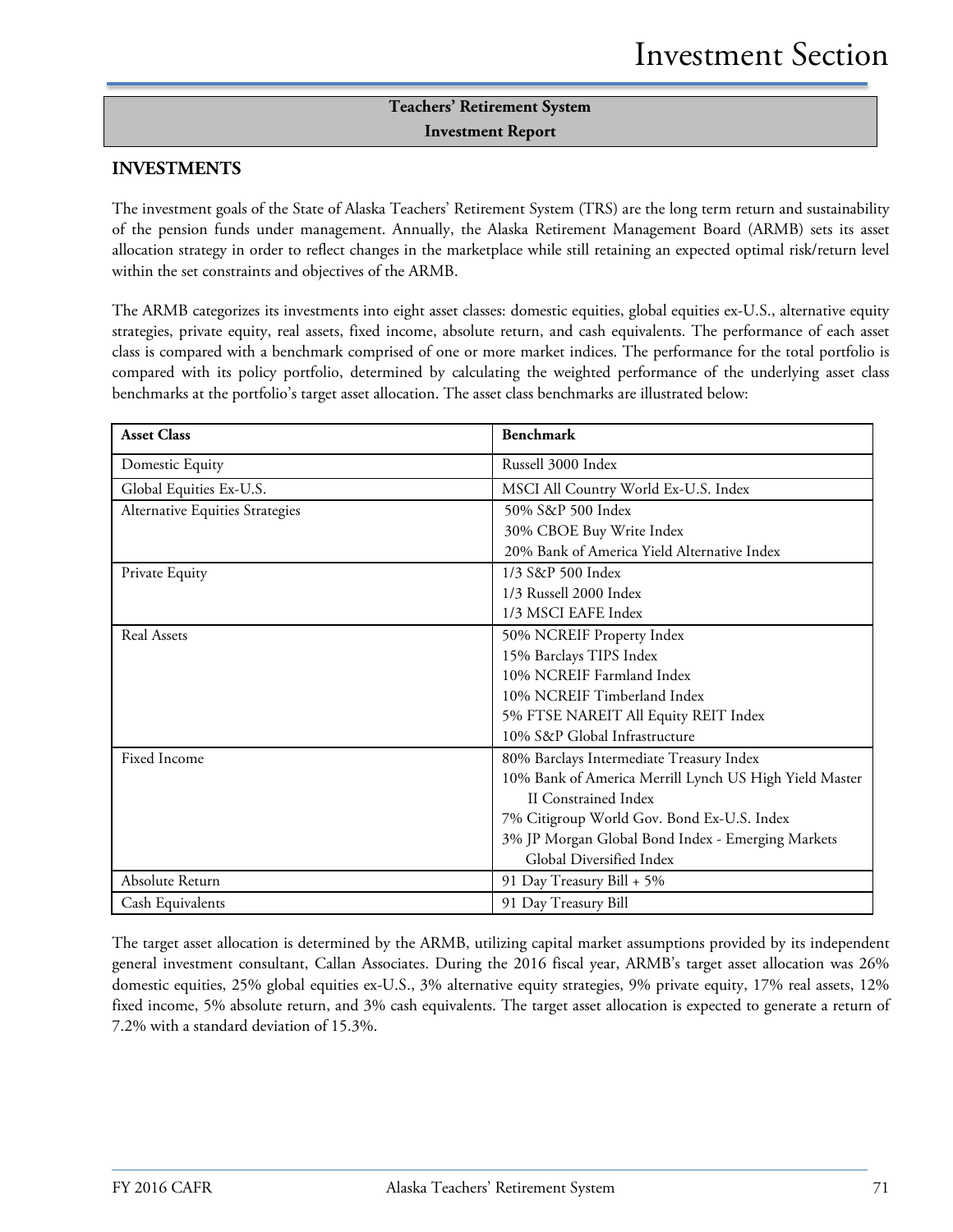## Teachers' Retirement System
## Investment Report

### INVESTMENTS

The investment goals of the State of Alaska Teachers' Retirement System (TRS) are the long term return and sustainability of the pension funds under management. Annually, the Alaska Retirement Management Board (ARMB) sets its asset allocation strategy in order to reflect changes in the marketplace while still retaining an expected optimal risk/return level within the set constraints and objectives of the ARMB.

The ARMB categorizes its investments into eight asset classes: domestic equities, global equities ex-U.S., alternative equity strategies, private equity, real assets, fixed income, absolute return, and cash equivalents. The performance of each asset class is compared with a benchmark comprised of one or more market indices. The performance for the total portfolio is compared with its policy portfolio, determined by calculating the weighted performance of the underlying asset class benchmarks at the portfolio's target asset allocation. The asset class benchmarks are illustrated below:

| Asset Class | Benchmark |
|---|---|
| Domestic Equity | Russell 3000 Index |
| Global Equities Ex-U.S. | MSCI All Country World Ex-U.S. Index |
| Alternative Equities Strategies | 50% S&P 500 Index<br>30% CBOE Buy Write Index<br>20% Bank of America Yield Alternative Index |
| Private Equity | 1/3 S&P 500 Index<br>1/3 Russell 2000 Index<br>1/3 MSCI EAFE Index |
| Real Assets | 50% NCREIF Property Index<br>15% Barclays TIPS Index<br>10% NCREIF Farmland Index<br>10% NCREIF Timberland Index<br>5% FTSE NAREIT All Equity REIT Index<br>10% S&P Global Infrastructure |
| Fixed Income | 80% Barclays Intermediate Treasury Index<br>10% Bank of America Merrill Lynch US High Yield Master II Constrained Index<br>7% Citigroup World Gov. Bond Ex-U.S. Index<br>3% JP Morgan Global Bond Index - Emerging Markets Global Diversified Index |
| Absolute Return | 91 Day Treasury Bill + 5% |
| Cash Equivalents | 91 Day Treasury Bill |

The target asset allocation is determined by the ARMB, utilizing capital market assumptions provided by its independent general investment consultant, Callan Associates. During the 2016 fiscal year, ARMB's target asset allocation was 26% domestic equities, 25% global equities ex-U.S., 3% alternative equity strategies, 9% private equity, 17% real assets, 12% fixed income, 5% absolute return, and 3% cash equivalents. The target asset allocation is expected to generate a return of 7.2% with a standard deviation of 15.3%.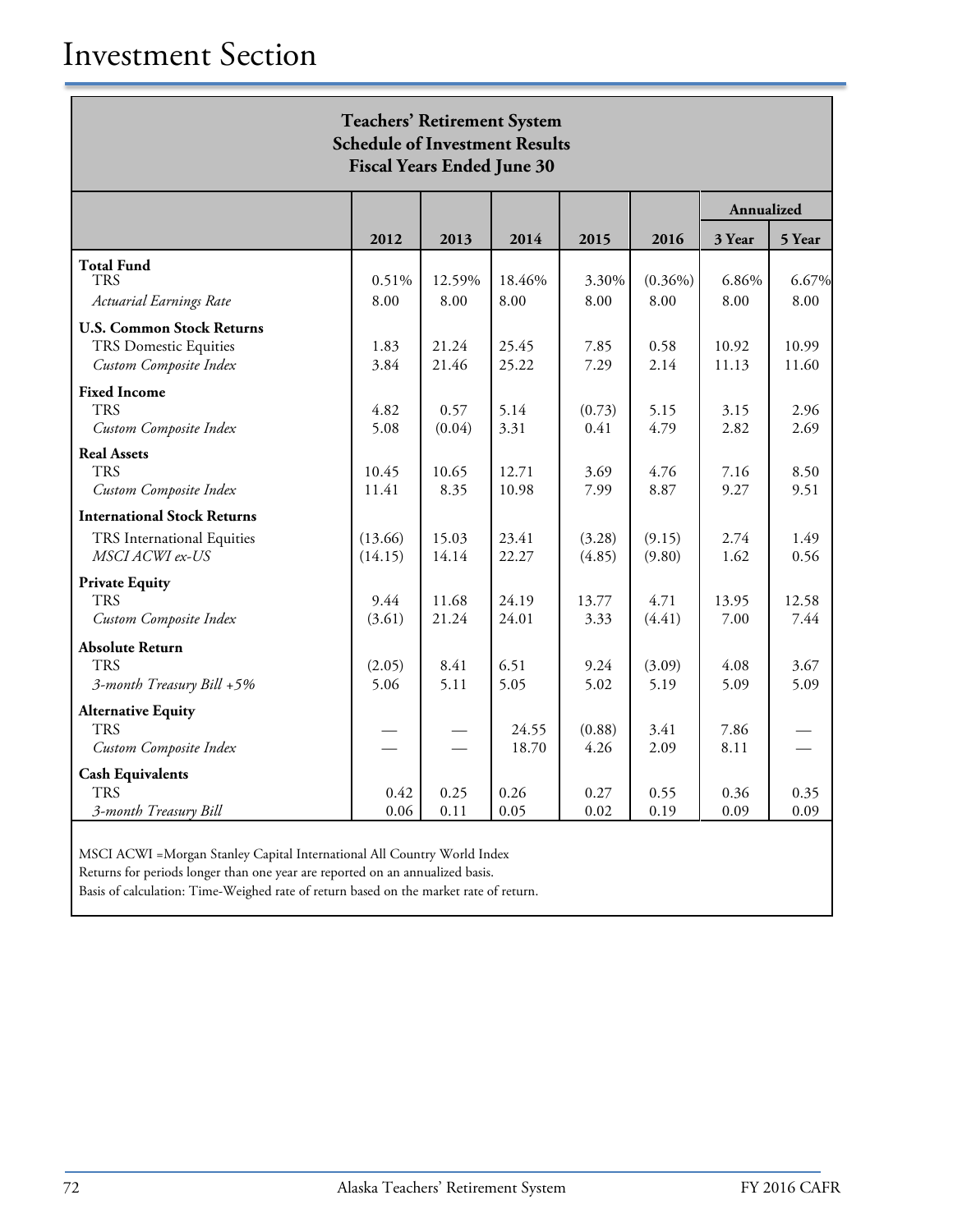# Investment Section

**Teachers' Retirement System**
**Schedule of Investment Results**
**Fiscal Years Ended June 30**

| | | | | | | Annualized | |
|---|---|---|---|---|---|---|---|
| | **2012** | **2013** | **2014** | **2015** | **2016** | **3 Year** | **5 Year** |
| **Total Fund** | | | | | | | |
| TRS | 0.51% | 12.59% | 18.46% | 3.30% | (0.36%) | 6.86% | 6.67% |
| *Actuarial Earnings Rate* | 8.00 | 8.00 | 8.00 | 8.00 | 8.00 | 8.00 | 8.00 |
| **U.S. Common Stock Returns** | | | | | | | |
| TRS Domestic Equities | 1.83 | 21.24 | 25.45 | 7.85 | 0.58 | 10.92 | 10.99 |
| *Custom Composite Index* | 3.84 | 21.46 | 25.22 | 7.29 | 2.14 | 11.13 | 11.60 |
| **Fixed Income** | | | | | | | |
| TRS | 4.82 | 0.57 | 5.14 | (0.73) | 5.15 | 3.15 | 2.96 |
| *Custom Composite Index* | 5.08 | (0.04) | 3.31 | 0.41 | 4.79 | 2.82 | 2.69 |
| **Real Assets** | | | | | | | |
| TRS | 10.45 | 10.65 | 12.71 | 3.69 | 4.76 | 7.16 | 8.50 |
| *Custom Composite Index* | 11.41 | 8.35 | 10.98 | 7.99 | 8.87 | 9.27 | 9.51 |
| **International Stock Returns** | | | | | | | |
| TRS International Equities | (13.66) | 15.03 | 23.41 | (3.28) | (9.15) | 2.74 | 1.49 |
| *MSCI ACWI ex-US* | (14.15) | 14.14 | 22.27 | (4.85) | (9.80) | 1.62 | 0.56 |
| **Private Equity** | | | | | | | |
| TRS | 9.44 | 11.68 | 24.19 | 13.77 | 4.71 | 13.95 | 12.58 |
| *Custom Composite Index* | (3.61) | 21.24 | 24.01 | 3.33 | (4.41) | 7.00 | 7.44 |
| **Absolute Return** | | | | | | | |
| TRS | (2.05) | 8.41 | 6.51 | 9.24 | (3.09) | 4.08 | 3.67 |
| *3-month Treasury Bill +5%* | 5.06 | 5.11 | 5.05 | 5.02 | 5.19 | 5.09 | 5.09 |
| **Alternative Equity** | | | | | | | |
| TRS | — | — | 24.55 | (0.88) | 3.41 | 7.86 | — |
| *Custom Composite Index* | — | — | 18.70 | 4.26 | 2.09 | 8.11 | — |
| **Cash Equivalents** | | | | | | | |
| TRS | 0.42 | 0.25 | 0.26 | 0.27 | 0.55 | 0.36 | 0.35 |
| *3-month Treasury Bill* | 0.06 | 0.11 | 0.05 | 0.02 | 0.19 | 0.09 | 0.09 |

MSCI ACWI =Morgan Stanley Capital International All Country World Index
Returns for periods longer than one year are reported on an annualized basis.
Basis of calculation: Time-Weighed rate of return based on the market rate of return.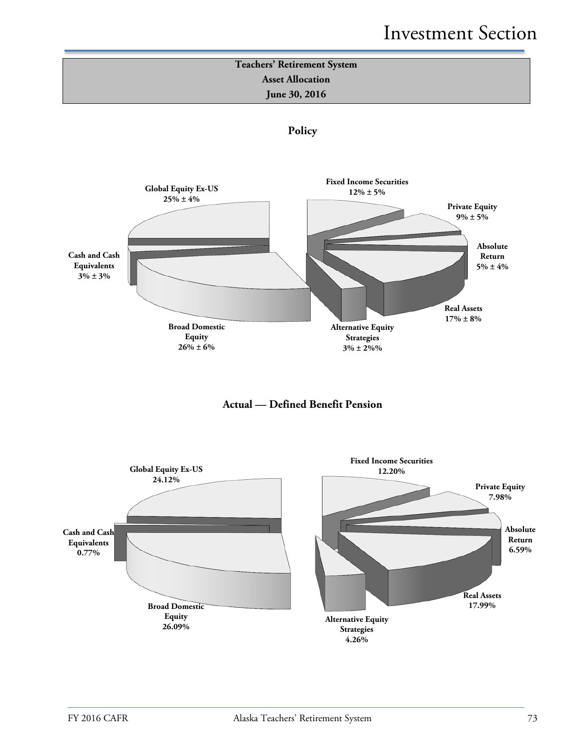**Teachers' Retirement System**
**Asset Allocation**
**June 30, 2016**

### Policy

- Global Equity Ex-US 25% ± 4%
- Cash and Cash Equivalents 3% ± 3%
- Broad Domestic Equity 26% ± 6%
- Fixed Income Securities 12% ± 5%
- Private Equity 9% ± 5%
- Absolute Return 5% ± 4%
- Real Assets 17% ± 8%
- Alternative Equity Strategies 3% ± 2%%

### Actual — Defined Benefit Pension

- Global Equity Ex-US 24.12%
- Cash and Cash Equivalents 0.77%
- Broad Domestic Equity 26.09%
- Fixed Income Securities 12.20%
- Private Equity 7.98%
- Absolute Return 6.59%
- Real Assets 17.99%
- Alternative Equity Strategies 4.26%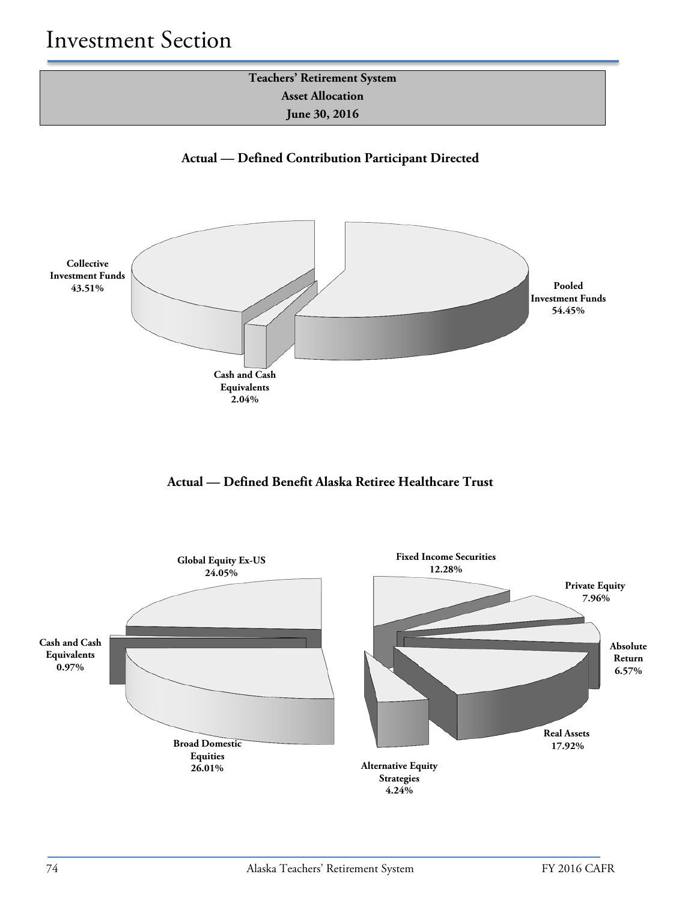# Investment Section

**Teachers' Retirement System**
**Asset Allocation**
**June 30, 2016**

### Actual — Defined Contribution Participant Directed

**Collective Investment Funds** 43.51%

**Pooled Investment Funds** 54.45%

**Cash and Cash Equivalents** 2.04%

### Actual — Defined Benefit Alaska Retiree Healthcare Trust

**Global Equity Ex-US** 24.05%

**Fixed Income Securities** 12.28%

**Private Equity** 7.96%

**Cash and Cash Equivalents** 0.97%

**Absolute Return** 6.57%

**Real Assets** 17.92%

**Broad Domestic Equities** 26.01%

**Alternative Equity Strategies** 4.24%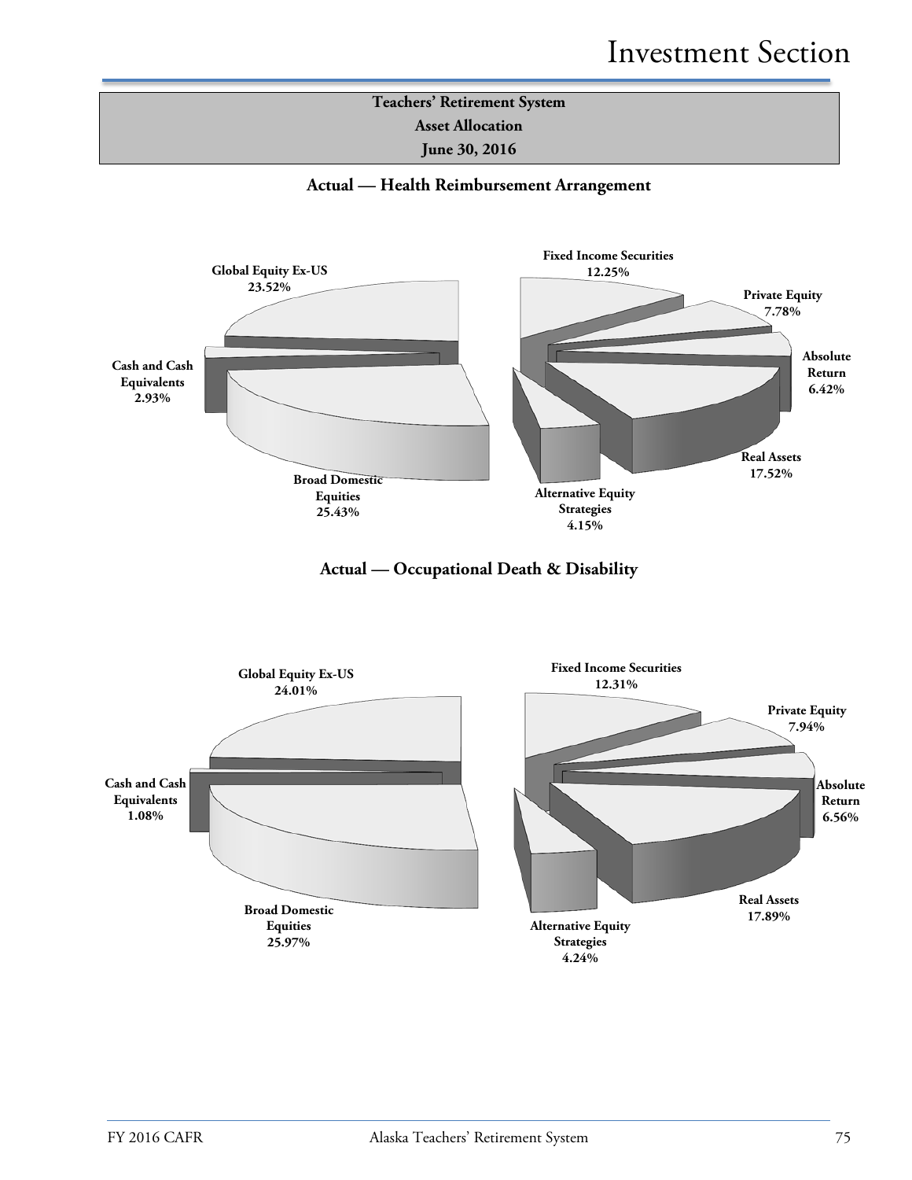**Teachers' Retirement System**
**Asset Allocation**
**June 30, 2016**

**Actual — Health Reimbursement Arrangement**

| Asset Class | Percentage |
|---|---|
| Global Equity Ex-US | 23.52% |
| Cash and Cash Equivalents | 2.93% |
| Broad Domestic Equities | 25.43% |
| Fixed Income Securities | 12.25% |
| Private Equity | 7.78% |
| Absolute Return | 6.42% |
| Real Assets | 17.52% |
| Alternative Equity Strategies | 4.15% |

**Actual — Occupational Death & Disability**

| Asset Class | Percentage |
|---|---|
| Global Equity Ex-US | 24.01% |
| Cash and Cash Equivalents | 1.08% |
| Broad Domestic Equities | 25.97% |
| Fixed Income Securities | 12.31% |
| Private Equity | 7.94% |
| Absolute Return | 6.56% |
| Real Assets | 17.89% |
| Alternative Equity Strategies | 4.24% |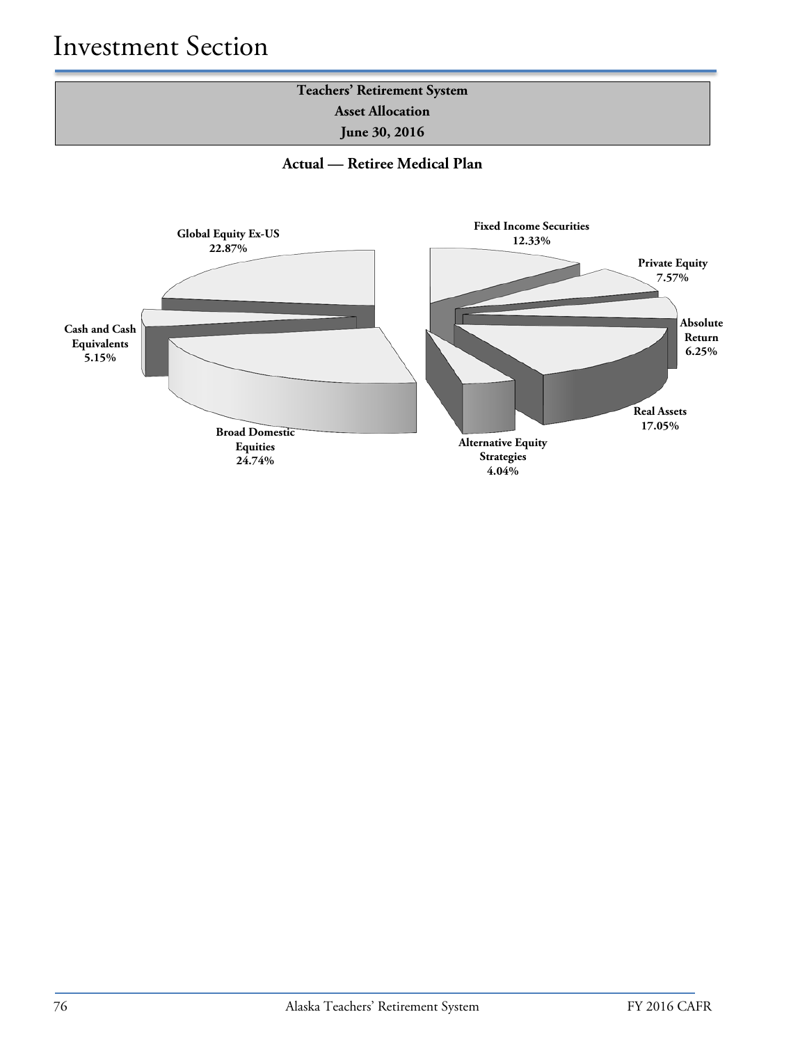# Investment Section

**Teachers' Retirement System**
**Asset Allocation**
**June 30, 2016**

**Actual — Retiree Medical Plan**

Global Equity Ex-US 22.87%

Fixed Income Securities 12.33%

Private Equity 7.57%

Absolute Return 6.25%

Cash and Cash Equivalents 5.15%

Real Assets 17.05%

Broad Domestic Equities 24.74%

Alternative Equity Strategies 4.04%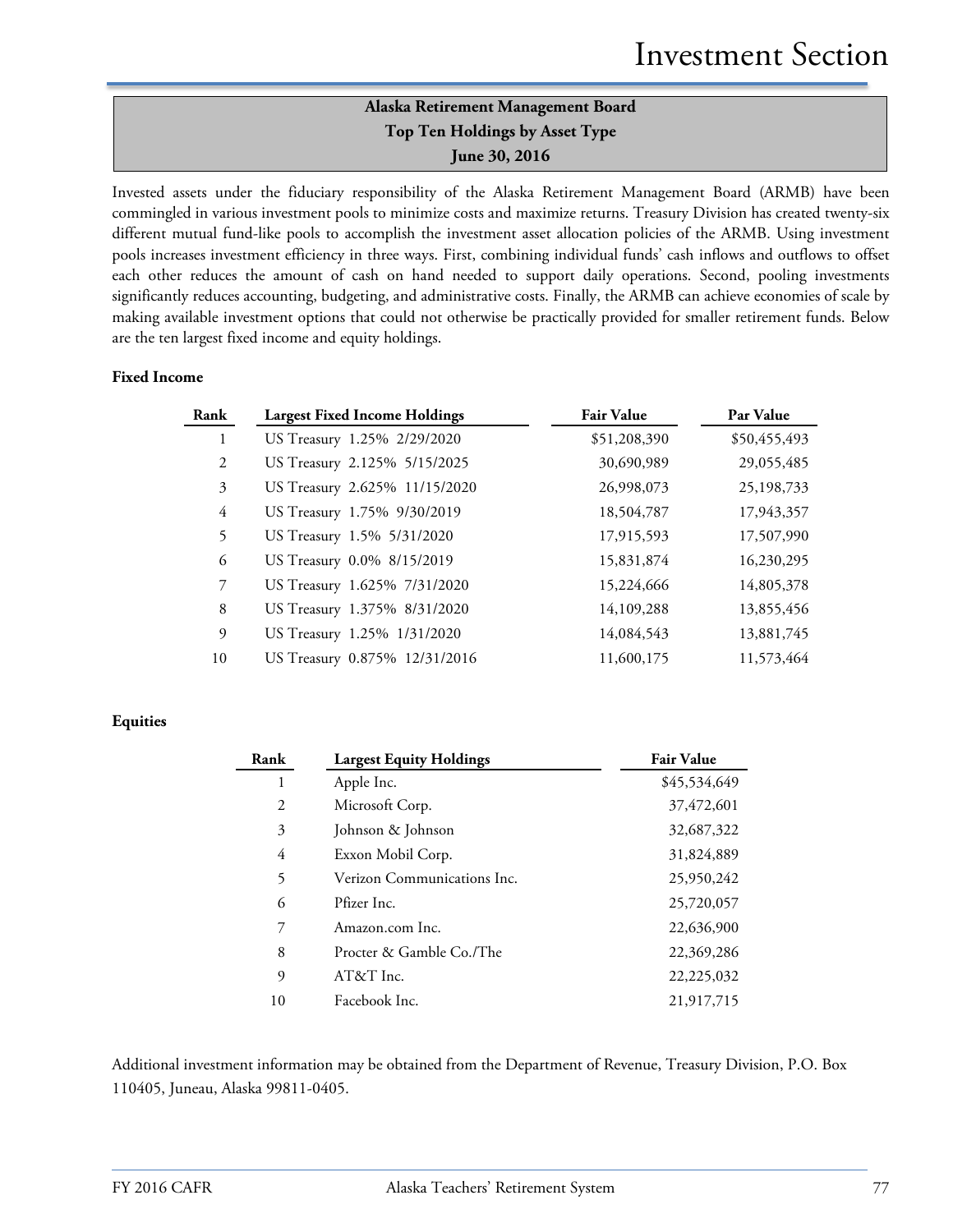# Investment Section

## Alaska Retirement Management Board
## Top Ten Holdings by Asset Type
## June 30, 2016

Invested assets under the fiduciary responsibility of the Alaska Retirement Management Board (ARMB) have been commingled in various investment pools to minimize costs and maximize returns. Treasury Division has created twenty-six different mutual fund-like pools to accomplish the investment asset allocation policies of the ARMB. Using investment pools increases investment efficiency in three ways. First, combining individual funds' cash inflows and outflows to offset each other reduces the amount of cash on hand needed to support daily operations. Second, pooling investments significantly reduces accounting, budgeting, and administrative costs. Finally, the ARMB can achieve economies of scale by making available investment options that could not otherwise be practically provided for smaller retirement funds. Below are the ten largest fixed income and equity holdings.

**Fixed Income**

| Rank | Largest Fixed Income Holdings | Fair Value | Par Value |
|---|---|---|---|
| 1 | US Treasury 1.25% 2/29/2020 | $51,208,390 | $50,455,493 |
| 2 | US Treasury 2.125% 5/15/2025 | 30,690,989 | 29,055,485 |
| 3 | US Treasury 2.625% 11/15/2020 | 26,998,073 | 25,198,733 |
| 4 | US Treasury 1.75% 9/30/2019 | 18,504,787 | 17,943,357 |
| 5 | US Treasury 1.5% 5/31/2020 | 17,915,593 | 17,507,990 |
| 6 | US Treasury 0.0% 8/15/2019 | 15,831,874 | 16,230,295 |
| 7 | US Treasury 1.625% 7/31/2020 | 15,224,666 | 14,805,378 |
| 8 | US Treasury 1.375% 8/31/2020 | 14,109,288 | 13,855,456 |
| 9 | US Treasury 1.25% 1/31/2020 | 14,084,543 | 13,881,745 |
| 10 | US Treasury 0.875% 12/31/2016 | 11,600,175 | 11,573,464 |

**Equities**

| Rank | Largest Equity Holdings | Fair Value |
|---|---|---|
| 1 | Apple Inc. | $45,534,649 |
| 2 | Microsoft Corp. | 37,472,601 |
| 3 | Johnson & Johnson | 32,687,322 |
| 4 | Exxon Mobil Corp. | 31,824,889 |
| 5 | Verizon Communications Inc. | 25,950,242 |
| 6 | Pfizer Inc. | 25,720,057 |
| 7 | Amazon.com Inc. | 22,636,900 |
| 8 | Procter & Gamble Co./The | 22,369,286 |
| 9 | AT&T Inc. | 22,225,032 |
| 10 | Facebook Inc. | 21,917,715 |

Additional investment information may be obtained from the Department of Revenue, Treasury Division, P.O. Box 110405, Juneau, Alaska 99811-0405.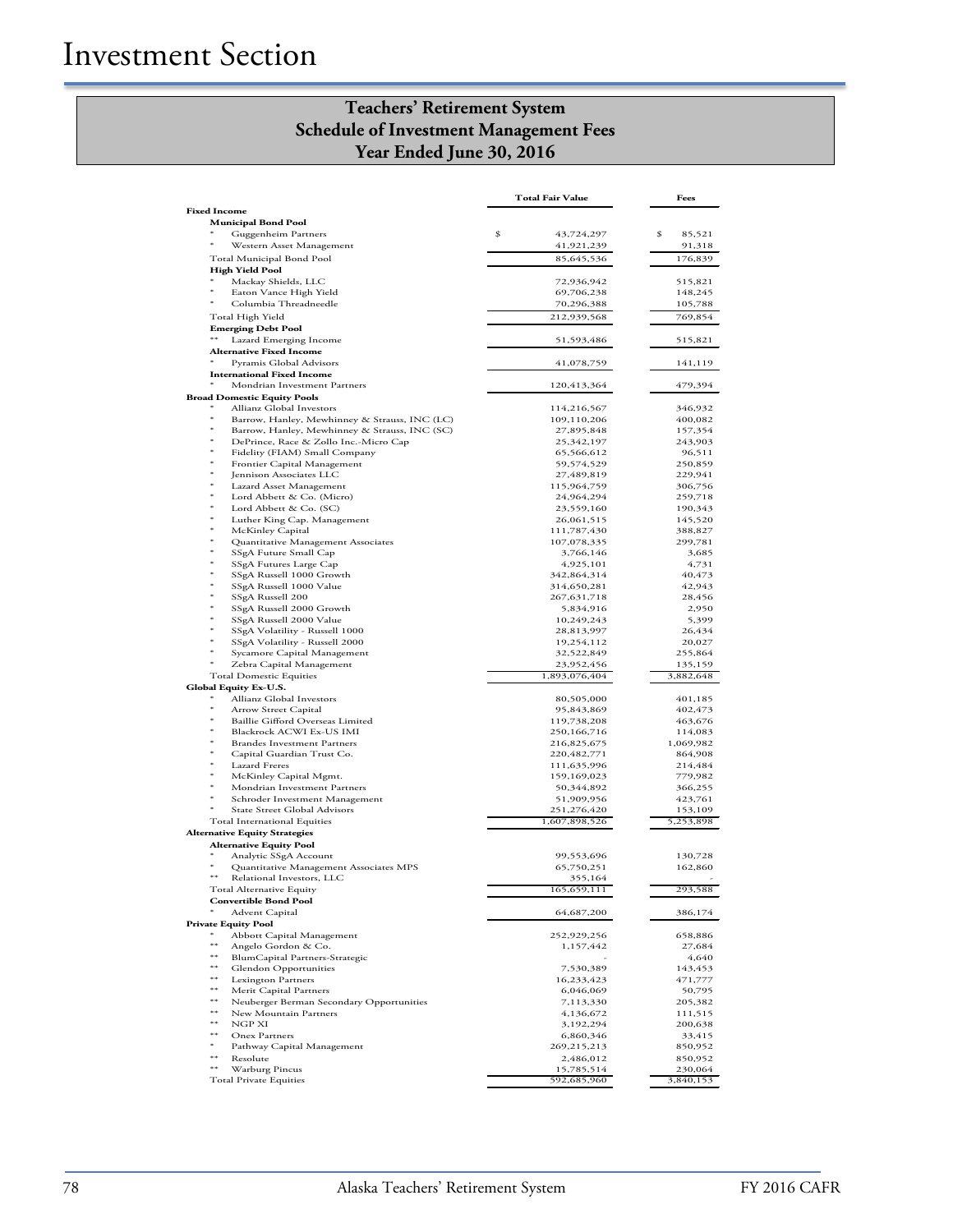# Investment Section

## Teachers' Retirement System
## Schedule of Investment Management Fees
## Year Ended June 30, 2016

| | Total Fair Value | Fees |
|---|---|---|
| **Fixed Income** | | |
| **Municipal Bond Pool** | | |
| * Guggenheim Partners | $ 43,724,297 | $ 85,521 |
| * Western Asset Management | 41,921,239 | 91,318 |
| Total Municipal Bond Pool | 85,645,536 | 176,839 |
| **High Yield Pool** | | |
| * Mackay Shields, LLC | 72,936,942 | 515,821 |
| * Eaton Vance High Yield | 69,706,238 | 148,245 |
| * Columbia Threadneedle | 70,296,388 | 105,788 |
| Total High Yield | 212,939,568 | 769,854 |
| **Emerging Debt Pool** | | |
| ** Lazard Emerging Income | 51,593,486 | 515,821 |
| **Alternative Fixed Income** | | |
| * Pyramis Global Advisors | 41,078,759 | 141,119 |
| **International Fixed Income** | | |
| * Mondrian Investment Partners | 120,413,364 | 479,394 |
| **Broad Domestic Equity Pools** | | |
| * Allianz Global Investors | 114,216,567 | 346,932 |
| * Barrow, Hanley, Mewhinney & Strauss, INC (LC) | 109,110,206 | 400,082 |
| * Barrow, Hanley, Mewhinney & Strauss, INC (SC) | 27,895,848 | 157,354 |
| * DePrince, Race & Zollo Inc.-Micro Cap | 25,342,197 | 243,903 |
| * Fidelity (FIAM) Small Company | 65,566,612 | 96,511 |
| * Frontier Capital Management | 59,574,529 | 250,859 |
| * Jennison Associates LLC | 27,489,819 | 229,941 |
| * Lazard Asset Management | 115,964,759 | 306,756 |
| * Lord Abbett & Co. (Micro) | 24,964,294 | 259,718 |
| * Lord Abbett & Co. (SC) | 23,559,160 | 190,343 |
| * Luther King Cap. Management | 26,061,515 | 145,520 |
| * McKinley Capital | 111,787,430 | 388,827 |
| * Quantitative Management Associates | 107,078,335 | 299,781 |
| * SSgA Future Small Cap | 3,766,146 | 3,685 |
| * SSgA Futures Large Cap | 4,925,101 | 4,731 |
| * SSgA Russell 1000 Growth | 342,864,314 | 40,473 |
| * SSgA Russell 1000 Value | 314,650,281 | 42,943 |
| * SSgA Russell 200 | 267,631,718 | 28,456 |
| * SSgA Russell 2000 Growth | 5,834,916 | 2,950 |
| * SSgA Russell 2000 Value | 10,249,243 | 5,399 |
| * SSgA Volatility - Russell 1000 | 28,813,997 | 26,434 |
| * SSgA Volatility - Russell 2000 | 19,254,112 | 20,027 |
| * Sycamore Capital Management | 32,522,849 | 255,864 |
| * Zebra Capital Management | 23,952,456 | 135,159 |
| Total Domestic Equities | 1,893,076,404 | 3,882,648 |
| **Global Equity Ex-U.S.** | | |
| * Allianz Global Investors | 80,505,000 | 401,185 |
| * Arrow Street Capital | 95,843,869 | 402,473 |
| * Baillie Gifford Overseas Limited | 119,738,208 | 463,676 |
| * Blackrock ACWI Ex-US IMI | 250,166,716 | 114,083 |
| * Brandes Investment Partners | 216,825,675 | 1,069,982 |
| * Capital Guardian Trust Co. | 220,482,771 | 864,908 |
| * Lazard Freres | 111,635,996 | 214,484 |
| * McKinley Capital Mgmt. | 159,169,023 | 779,982 |
| * Mondrian Investment Partners | 50,344,892 | 366,255 |
| * Schroder Investment Management | 51,909,956 | 423,761 |
| * State Street Global Advisors | 251,276,420 | 153,109 |
| Total International Equities | 1,607,898,526 | 5,253,898 |
| **Alternative Equity Strategies** | | |
| **Alternative Equity Pool** | | |
| * Analytic SSgA Account | 99,553,696 | 130,728 |
| * Quantitative Management Associates MPS | 65,750,251 | 162,860 |
| ** Relational Investors, LLC | 355,164 | - |
| Total Alternative Equity | 165,659,111 | 293,588 |
| **Convertible Bond Pool** | | |
| * Advent Capital | 64,687,200 | 386,174 |
| **Private Equity Pool** | | |
| * Abbott Capital Management | 252,929,256 | 658,886 |
| ** Angelo Gordon & Co. | 1,157,442 | 27,684 |
| ** BlumCapital Partners-Strategic | - | 4,640 |
| ** Glendon Opportunities | 7,530,389 | 143,453 |
| ** Lexington Partners | 16,233,423 | 471,777 |
| ** Merit Capital Partners | 6,046,069 | 50,795 |
| ** Neuberger Berman Secondary Opportunities | 7,113,330 | 205,382 |
| ** New Mountain Partners | 4,136,672 | 111,515 |
| ** NGP XI | 3,192,294 | 200,638 |
| ** Onex Partners | 6,860,346 | 33,415 |
| * Pathway Capital Management | 269,215,213 | 850,952 |
| ** Resolute | 2,486,012 | 850,952 |
| ** Warburg Pincus | 15,785,514 | 230,064 |
| Total Private Equities | 592,685,960 | 3,840,153 |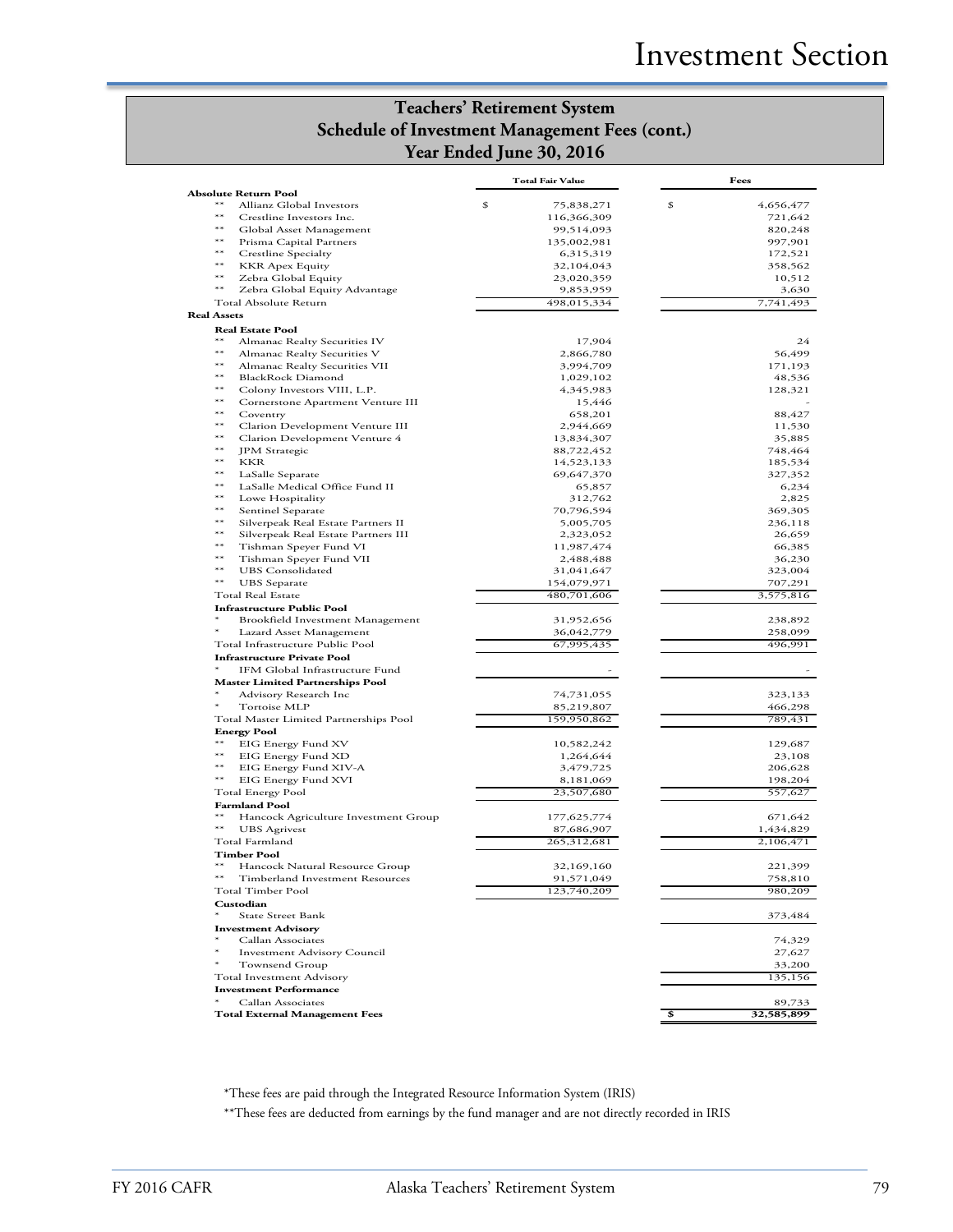## Teachers' Retirement System
## Schedule of Investment Management Fees (cont.)
## Year Ended June 30, 2016

| | Total Fair Value | Fees |
|---|---|---|
| **Absolute Return Pool** | | |
| ** Allianz Global Investors | $ 75,838,271 | $ 4,656,477 |
| ** Crestline Investors Inc. | 116,366,309 | 721,642 |
| ** Global Asset Management | 99,514,093 | 820,248 |
| ** Prisma Capital Partners | 135,002,981 | 997,901 |
| ** Crestline Specialty | 6,315,319 | 172,521 |
| ** KKR Apex Equity | 32,104,043 | 358,562 |
| ** Zebra Global Equity | 23,020,359 | 10,512 |
| ** Zebra Global Equity Advantage | 9,853,959 | 3,630 |
| Total Absolute Return | 498,015,334 | 7,741,493 |
| **Real Assets** | | |
| **Real Estate Pool** | | |
| ** Almanac Realty Securities IV | 17,904 | 24 |
| ** Almanac Realty Securities V | 2,866,780 | 56,499 |
| ** Almanac Realty Securities VII | 3,994,709 | 171,193 |
| ** BlackRock Diamond | 1,029,102 | 48,536 |
| ** Colony Investors VIII, L.P. | 4,345,983 | 128,321 |
| ** Cornerstone Apartment Venture III | 15,446 | - |
| ** Coventry | 658,201 | 88,427 |
| ** Clarion Development Venture III | 2,944,669 | 11,530 |
| ** Clarion Development Venture 4 | 13,834,307 | 35,885 |
| ** JPM Strategic | 88,722,452 | 748,464 |
| ** KKR | 14,523,133 | 185,534 |
| ** LaSalle Separate | 69,647,370 | 327,352 |
| ** LaSalle Medical Office Fund II | 65,857 | 6,234 |
| ** Lowe Hospitality | 312,762 | 2,825 |
| ** Sentinel Separate | 70,796,594 | 369,305 |
| ** Silverpeak Real Estate Partners II | 5,005,705 | 236,118 |
| ** Silverpeak Real Estate Partners III | 2,323,052 | 26,659 |
| ** Tishman Speyer Fund VI | 11,987,474 | 66,385 |
| ** Tishman Speyer Fund VII | 2,488,488 | 36,230 |
| ** UBS Consolidated | 31,041,647 | 323,004 |
| ** UBS Separate | 154,079,971 | 707,291 |
| Total Real Estate | 480,701,606 | 3,575,816 |
| **Infrastructure Public Pool** | | |
| * Brookfield Investment Management | 31,952,656 | 238,892 |
| * Lazard Asset Management | 36,042,779 | 258,099 |
| Total Infrastructure Public Pool | 67,995,435 | 496,991 |
| **Infrastructure Private Pool** | | |
| * IFM Global Infrastructure Fund | - | - |
| **Master Limited Partnerships Pool** | | |
| * Advisory Research Inc | 74,731,055 | 323,133 |
| * Tortoise MLP | 85,219,807 | 466,298 |
| Total Master Limited Partnerships Pool | 159,950,862 | 789,431 |
| **Energy Pool** | | |
| ** EIG Energy Fund XV | 10,582,242 | 129,687 |
| ** EIG Energy Fund XD | 1,264,644 | 23,108 |
| ** EIG Energy Fund XIV-A | 3,479,725 | 206,628 |
| ** EIG Energy Fund XVI | 8,181,069 | 198,204 |
| Total Energy Pool | 23,507,680 | 557,627 |
| **Farmland Pool** | | |
| ** Hancock Agriculture Investment Group | 177,625,774 | 671,642 |
| ** UBS Agrivest | 87,686,907 | 1,434,829 |
| Total Farmland | 265,312,681 | 2,106,471 |
| **Timber Pool** | | |
| ** Hancock Natural Resource Group | 32,169,160 | 221,399 |
| ** Timberland Investment Resources | 91,571,049 | 758,810 |
| Total Timber Pool | 123,740,209 | 980,209 |
| **Custodian** | | |
| * State Street Bank | | 373,484 |
| **Investment Advisory** | | |
| * Callan Associates | | 74,329 |
| * Investment Advisory Council | | 27,627 |
| * Townsend Group | | 33,200 |
| Total Investment Advisory | | 135,156 |
| **Investment Performance** | | |
| * Callan Associates | | 89,733 |
| **Total External Management Fees** | | **$ 32,585,899** |

*These fees are paid through the Integrated Resource Information System (IRIS)

**These fees are deducted from earnings by the fund manager and are not directly recorded in IRIS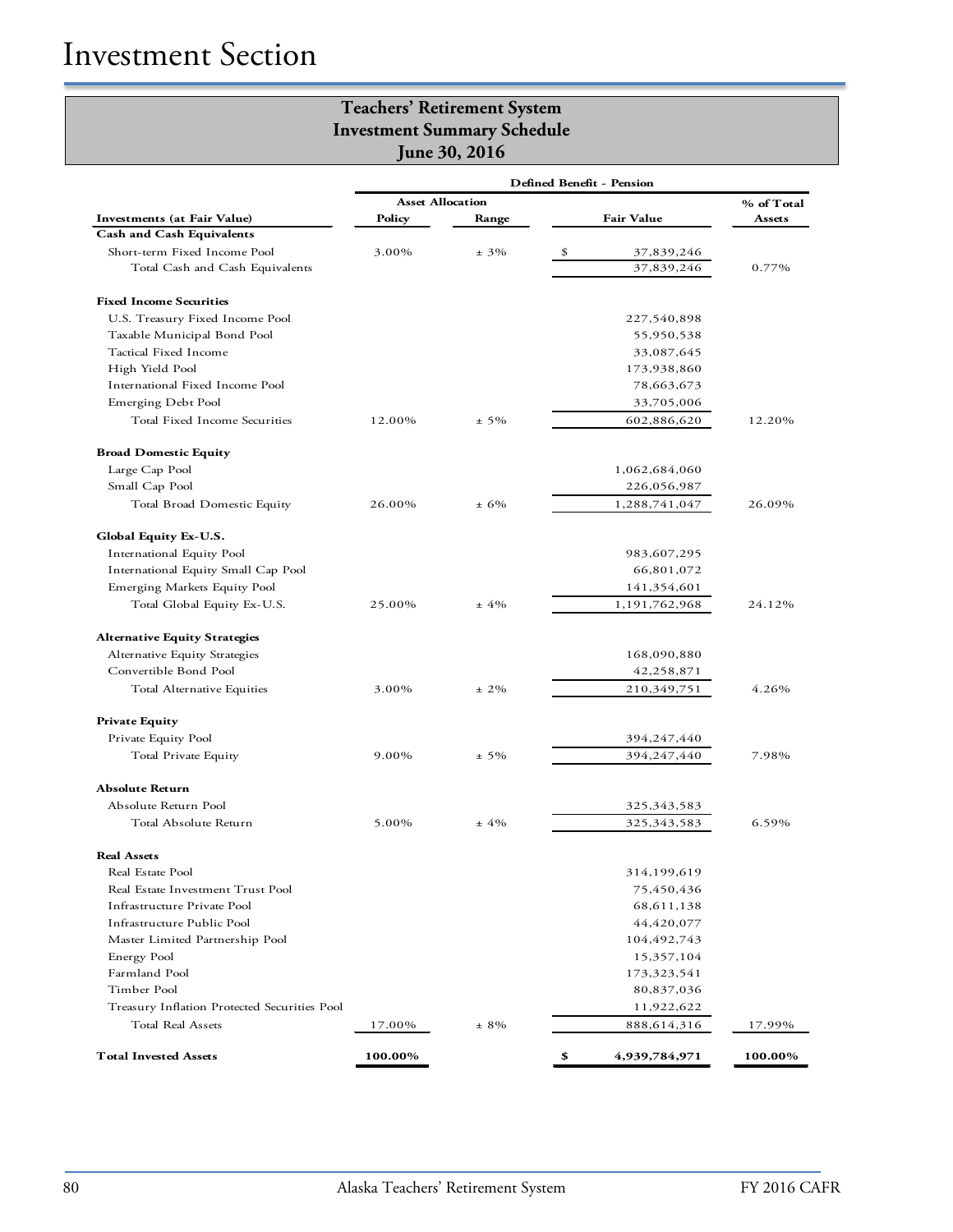# Investment Section

## Teachers' Retirement System
## Investment Summary Schedule
## June 30, 2016

| Investments (at Fair Value) | Asset Allocation Policy | Asset Allocation Range | Defined Benefit - Pension Fair Value | % of Total Assets |
|---|---|---|---|---|
| **Cash and Cash Equivalents** | | | | |
| Short-term Fixed Income Pool | 3.00% | ± 3% | $ 37,839,246 | |
| Total Cash and Cash Equivalents | | | 37,839,246 | 0.77% |
| **Fixed Income Securities** | | | | |
| U.S. Treasury Fixed Income Pool | | | 227,540,898 | |
| Taxable Municipal Bond Pool | | | 55,950,538 | |
| Tactical Fixed Income | | | 33,087,645 | |
| High Yield Pool | | | 173,938,860 | |
| International Fixed Income Pool | | | 78,663,673 | |
| Emerging Debt Pool | | | 33,705,006 | |
| Total Fixed Income Securities | 12.00% | ± 5% | 602,886,620 | 12.20% |
| **Broad Domestic Equity** | | | | |
| Large Cap Pool | | | 1,062,684,060 | |
| Small Cap Pool | | | 226,056,987 | |
| Total Broad Domestic Equity | 26.00% | ± 6% | 1,288,741,047 | 26.09% |
| **Global Equity Ex-U.S.** | | | | |
| International Equity Pool | | | 983,607,295 | |
| International Equity Small Cap Pool | | | 66,801,072 | |
| Emerging Markets Equity Pool | | | 141,354,601 | |
| Total Global Equity Ex-U.S. | 25.00% | ± 4% | 1,191,762,968 | 24.12% |
| **Alternative Equity Strategies** | | | | |
| Alternative Equity Strategies | | | 168,090,880 | |
| Convertible Bond Pool | | | 42,258,871 | |
| Total Alternative Equities | 3.00% | ± 2% | 210,349,751 | 4.26% |
| **Private Equity** | | | | |
| Private Equity Pool | | | 394,247,440 | |
| Total Private Equity | 9.00% | ± 5% | 394,247,440 | 7.98% |
| **Absolute Return** | | | | |
| Absolute Return Pool | | | 325,343,583 | |
| Total Absolute Return | 5.00% | ± 4% | 325,343,583 | 6.59% |
| **Real Assets** | | | | |
| Real Estate Pool | | | 314,199,619 | |
| Real Estate Investment Trust Pool | | | 75,450,436 | |
| Infrastructure Private Pool | | | 68,611,138 | |
| Infrastructure Public Pool | | | 44,420,077 | |
| Master Limited Partnership Pool | | | 104,492,743 | |
| Energy Pool | | | 15,357,104 | |
| Farmland Pool | | | 173,323,541 | |
| Timber Pool | | | 80,837,036 | |
| Treasury Inflation Protected Securities Pool | | | 11,922,622 | |
| Total Real Assets | 17.00% | ± 8% | 888,614,316 | 17.99% |
| **Total Invested Assets** | **100.00%** | | **$ 4,939,784,971** | **100.00%** |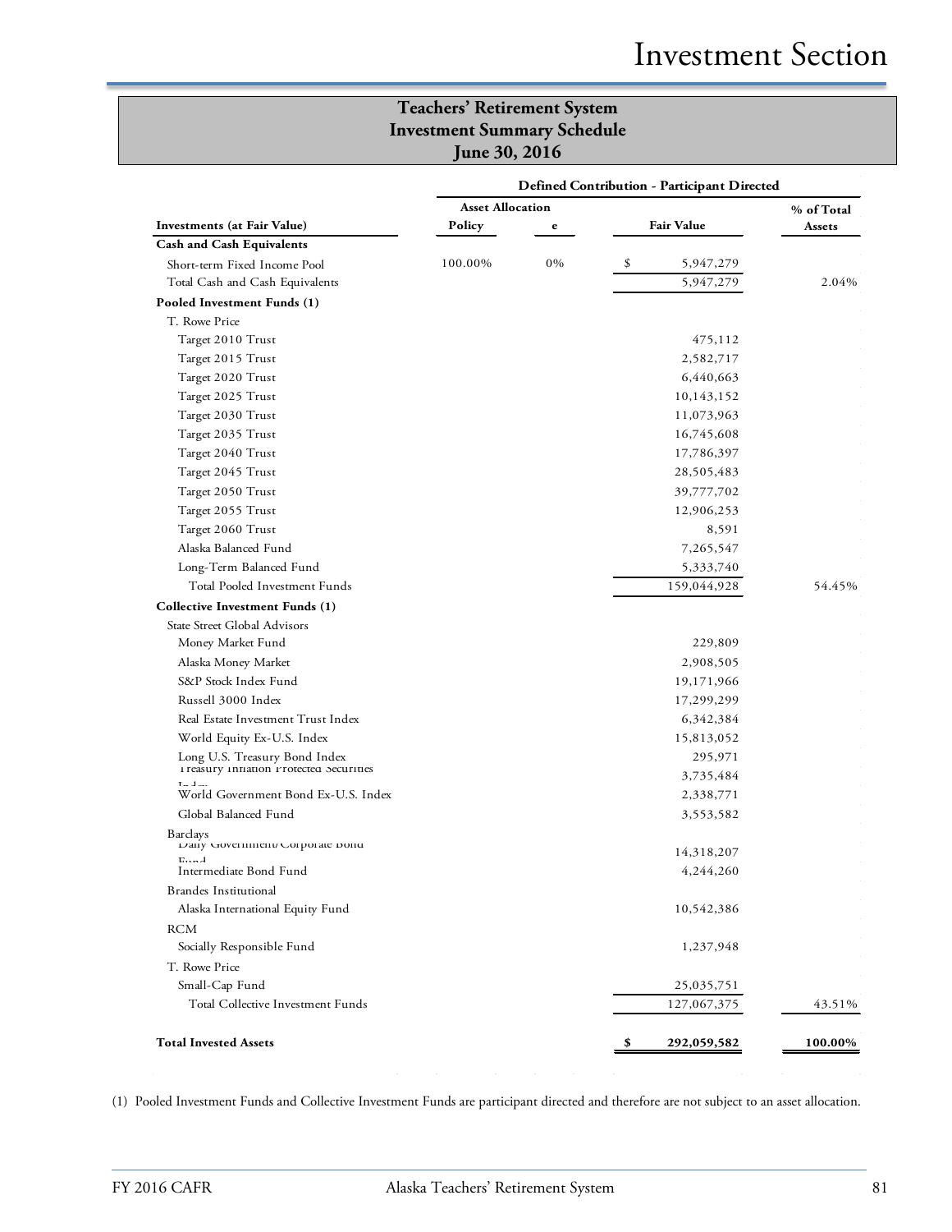## Teachers' Retirement System
## Investment Summary Schedule
## June 30, 2016

| | Defined Contribution - Participant Directed | | | |
|---|---|---|---|---|
| | Asset Allocation | | | |
| Investments (at Fair Value) | Policy | e | Fair Value | % of Total Assets |
| **Cash and Cash Equivalents** | | | | |
| Short-term Fixed Income Pool | 100.00% | 0% | $ 5,947,279 | |
| Total Cash and Cash Equivalents | | | 5,947,279 | 2.04% |
| **Pooled Investment Funds (1)** | | | | |
| T. Rowe Price | | | | |
| Target 2010 Trust | | | 475,112 | |
| Target 2015 Trust | | | 2,582,717 | |
| Target 2020 Trust | | | 6,440,663 | |
| Target 2025 Trust | | | 10,143,152 | |
| Target 2030 Trust | | | 11,073,963 | |
| Target 2035 Trust | | | 16,745,608 | |
| Target 2040 Trust | | | 17,786,397 | |
| Target 2045 Trust | | | 28,505,483 | |
| Target 2050 Trust | | | 39,777,702 | |
| Target 2055 Trust | | | 12,906,253 | |
| Target 2060 Trust | | | 8,591 | |
| Alaska Balanced Fund | | | 7,265,547 | |
| Long-Term Balanced Fund | | | 5,333,740 | |
| Total Pooled Investment Funds | | | 159,044,928 | 54.45% |
| **Collective Investment Funds (1)** | | | | |
| State Street Global Advisors | | | | |
| Money Market Fund | | | 229,809 | |
| Alaska Money Market | | | 2,908,505 | |
| S&P Stock Index Fund | | | 19,171,966 | |
| Russell 3000 Index | | | 17,299,299 | |
| Real Estate Investment Trust Index | | | 6,342,384 | |
| World Equity Ex-U.S. Index | | | 15,813,052 | |
| Long U.S. Treasury Bond Index | | | 295,971 | |
| Treasury Inflation Protected Securities Index | | | 3,735,484 | |
| World Government Bond Ex-U.S. Index | | | 2,338,771 | |
| Global Balanced Fund | | | 3,553,582 | |
| Barclays | | | | |
| Daily Government/Corporate Bond Fund | | | 14,318,207 | |
| Intermediate Bond Fund | | | 4,244,260 | |
| Brandes Institutional | | | | |
| Alaska International Equity Fund | | | 10,542,386 | |
| RCM | | | | |
| Socially Responsible Fund | | | 1,237,948 | |
| T. Rowe Price | | | | |
| Small-Cap Fund | | | 25,035,751 | |
| Total Collective Investment Funds | | | 127,067,375 | 43.51% |
| **Total Invested Assets** | | | **$ 292,059,582** | **100.00%** |

(1) Pooled Investment Funds and Collective Investment Funds are participant directed and therefore are not subject to an asset allocation.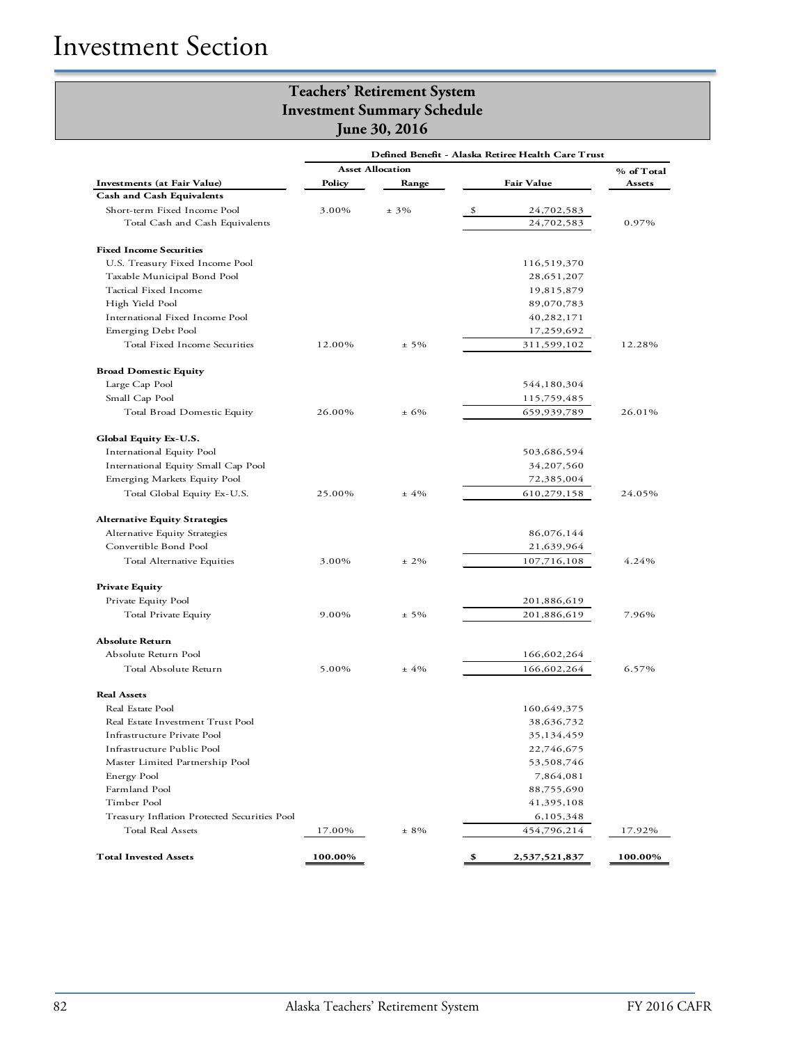# Investment Section

## Teachers' Retirement System
## Investment Summary Schedule
## June 30, 2016

| | Defined Benefit - Alaska Retiree Health Care Trust | | | |
|---|---|---|---|---|
| | Asset Allocation | | | % of Total |
| **Investments (at Fair Value)** | **Policy** | **Range** | **Fair Value** | **Assets** |
| **Cash and Cash Equivalents** | | | | |
| Short-term Fixed Income Pool | 3.00% | ± 3% | $ 24,702,583 | |
| Total Cash and Cash Equivalents | | | 24,702,583 | 0.97% |
| **Fixed Income Securities** | | | | |
| U.S. Treasury Fixed Income Pool | | | 116,519,370 | |
| Taxable Municipal Bond Pool | | | 28,651,207 | |
| Tactical Fixed Income | | | 19,815,879 | |
| High Yield Pool | | | 89,070,783 | |
| International Fixed Income Pool | | | 40,282,171 | |
| Emerging Debt Pool | | | 17,259,692 | |
| Total Fixed Income Securities | 12.00% | ± 5% | 311,599,102 | 12.28% |
| **Broad Domestic Equity** | | | | |
| Large Cap Pool | | | 544,180,304 | |
| Small Cap Pool | | | 115,759,485 | |
| Total Broad Domestic Equity | 26.00% | ± 6% | 659,939,789 | 26.01% |
| **Global Equity Ex-U.S.** | | | | |
| International Equity Pool | | | 503,686,594 | |
| International Equity Small Cap Pool | | | 34,207,560 | |
| Emerging Markets Equity Pool | | | 72,385,004 | |
| Total Global Equity Ex-U.S. | 25.00% | ± 4% | 610,279,158 | 24.05% |
| **Alternative Equity Strategies** | | | | |
| Alternative Equity Strategies | | | 86,076,144 | |
| Convertible Bond Pool | | | 21,639,964 | |
| Total Alternative Equities | 3.00% | ± 2% | 107,716,108 | 4.24% |
| **Private Equity** | | | | |
| Private Equity Pool | | | 201,886,619 | |
| Total Private Equity | 9.00% | ± 5% | 201,886,619 | 7.96% |
| **Absolute Return** | | | | |
| Absolute Return Pool | | | 166,602,264 | |
| Total Absolute Return | 5.00% | ± 4% | 166,602,264 | 6.57% |
| **Real Assets** | | | | |
| Real Estate Pool | | | 160,649,375 | |
| Real Estate Investment Trust Pool | | | 38,636,732 | |
| Infrastructure Private Pool | | | 35,134,459 | |
| Infrastructure Public Pool | | | 22,746,675 | |
| Master Limited Partnership Pool | | | 53,508,746 | |
| Energy Pool | | | 7,864,081 | |
| Farmland Pool | | | 88,755,690 | |
| Timber Pool | | | 41,395,108 | |
| Treasury Inflation Protected Securities Pool | | | 6,105,348 | |
| Total Real Assets | 17.00% | ± 8% | 454,796,214 | 17.92% |
| **Total Invested Assets** | **100.00%** | | **$ 2,537,521,837** | **100.00%** |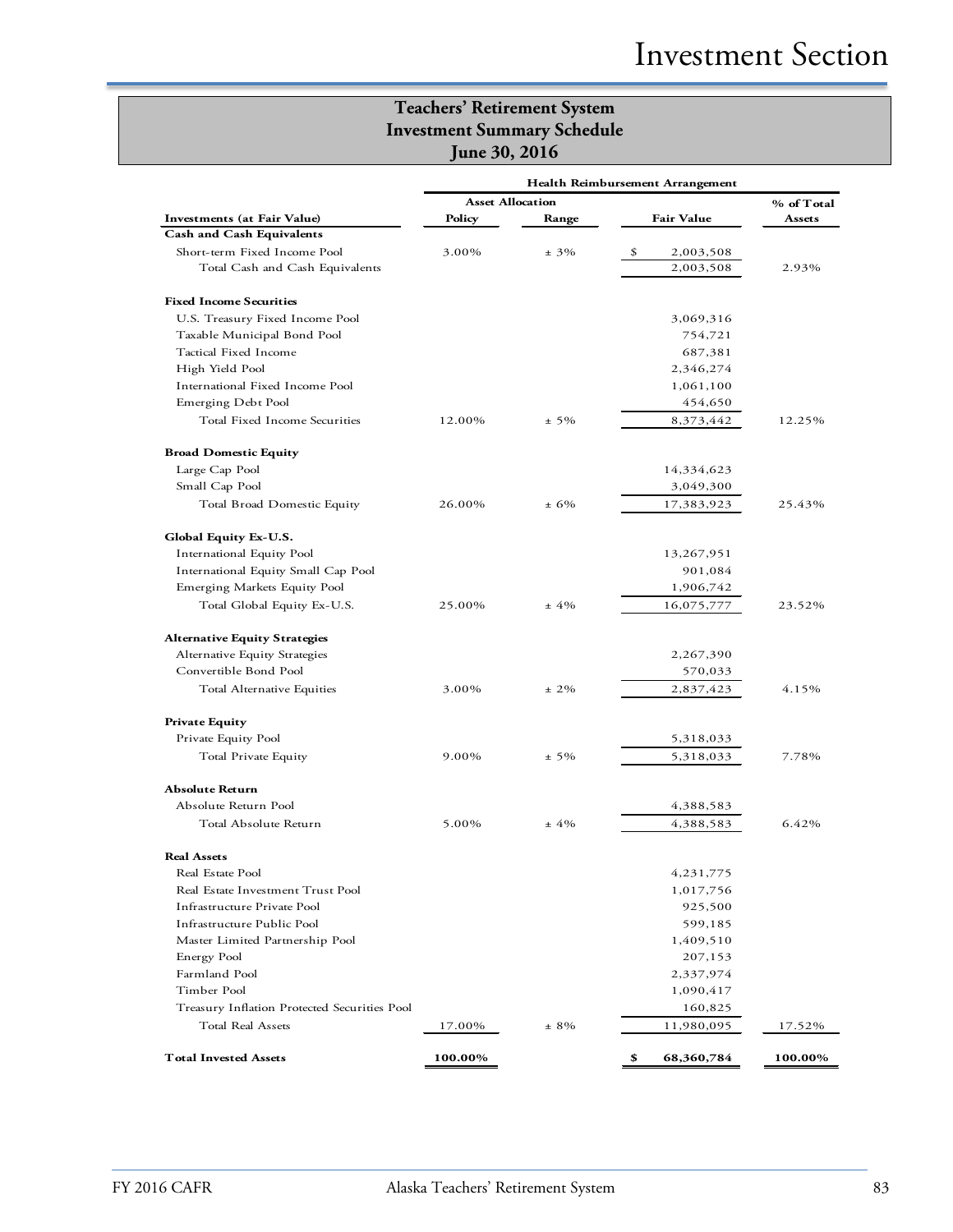# Teachers' Retirement System
## Investment Summary Schedule
## June 30, 2016

| Investments (at Fair Value) | Health Reimbursement Arrangement | | | |
|---|---|---|---|---|
| | Asset Allocation | | | % of Total |
| | Policy | Range | Fair Value | Assets |
| **Cash and Cash Equivalents** | | | | |
| Short-term Fixed Income Pool | 3.00% | ± 3% | $ 2,003,508 | |
| Total Cash and Cash Equivalents | | | 2,003,508 | 2.93% |
| **Fixed Income Securities** | | | | |
| U.S. Treasury Fixed Income Pool | | | 3,069,316 | |
| Taxable Municipal Bond Pool | | | 754,721 | |
| Tactical Fixed Income | | | 687,381 | |
| High Yield Pool | | | 2,346,274 | |
| International Fixed Income Pool | | | 1,061,100 | |
| Emerging Debt Pool | | | 454,650 | |
| Total Fixed Income Securities | 12.00% | ± 5% | 8,373,442 | 12.25% |
| **Broad Domestic Equity** | | | | |
| Large Cap Pool | | | 14,334,623 | |
| Small Cap Pool | | | 3,049,300 | |
| Total Broad Domestic Equity | 26.00% | ± 6% | 17,383,923 | 25.43% |
| **Global Equity Ex-U.S.** | | | | |
| International Equity Pool | | | 13,267,951 | |
| International Equity Small Cap Pool | | | 901,084 | |
| Emerging Markets Equity Pool | | | 1,906,742 | |
| Total Global Equity Ex-U.S. | 25.00% | ± 4% | 16,075,777 | 23.52% |
| **Alternative Equity Strategies** | | | | |
| Alternative Equity Strategies | | | 2,267,390 | |
| Convertible Bond Pool | | | 570,033 | |
| Total Alternative Equities | 3.00% | ± 2% | 2,837,423 | 4.15% |
| **Private Equity** | | | | |
| Private Equity Pool | | | 5,318,033 | |
| Total Private Equity | 9.00% | ± 5% | 5,318,033 | 7.78% |
| **Absolute Return** | | | | |
| Absolute Return Pool | | | 4,388,583 | |
| Total Absolute Return | 5.00% | ± 4% | 4,388,583 | 6.42% |
| **Real Assets** | | | | |
| Real Estate Pool | | | 4,231,775 | |
| Real Estate Investment Trust Pool | | | 1,017,756 | |
| Infrastructure Private Pool | | | 925,500 | |
| Infrastructure Public Pool | | | 599,185 | |
| Master Limited Partnership Pool | | | 1,409,510 | |
| Energy Pool | | | 207,153 | |
| Farmland Pool | | | 2,337,974 | |
| Timber Pool | | | 1,090,417 | |
| Treasury Inflation Protected Securities Pool | | | 160,825 | |
| Total Real Assets | 17.00% | ± 8% | 11,980,095 | 17.52% |
| **Total Invested Assets** | **100.00%** | | **$ 68,360,784** | **100.00%** |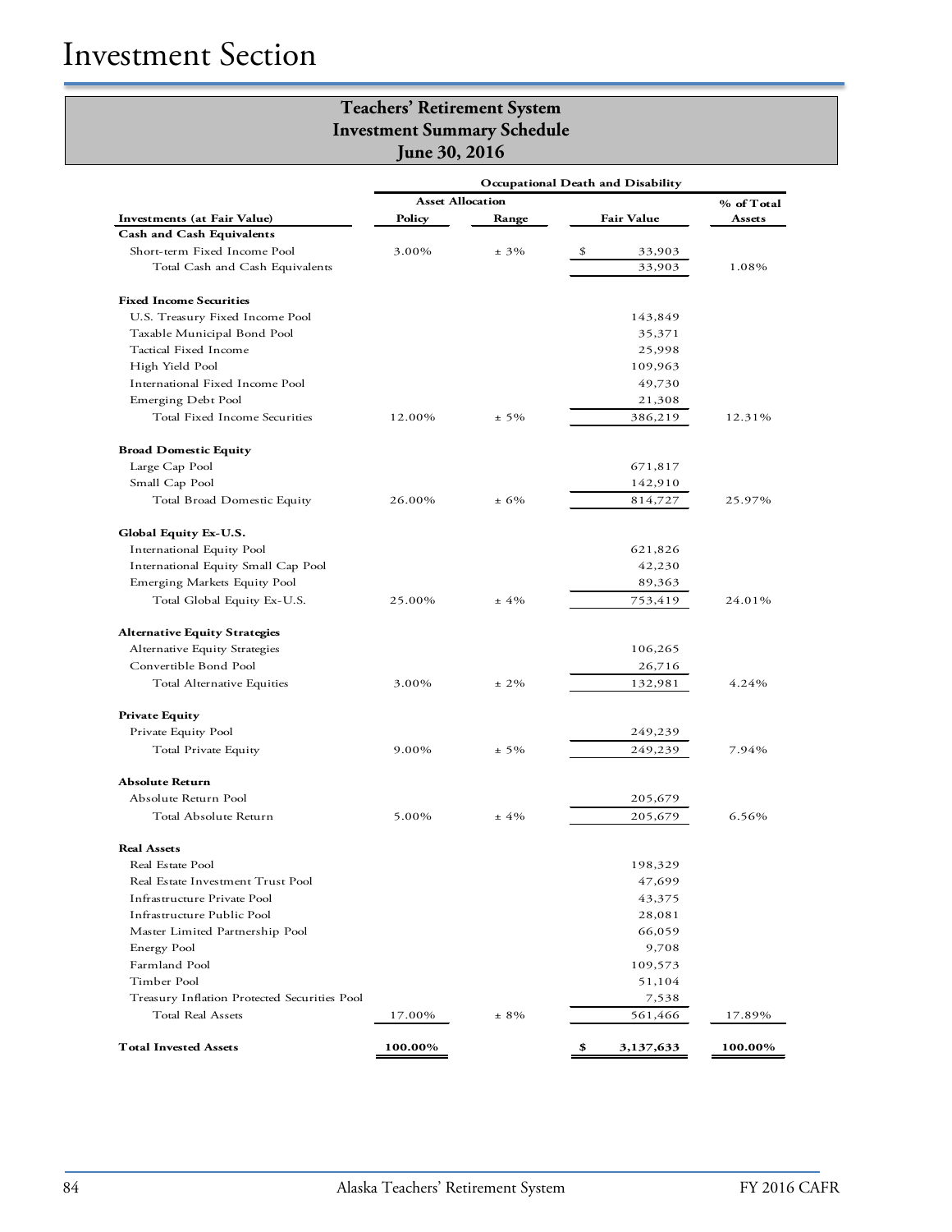# Investment Section

## Teachers' Retirement System
## Investment Summary Schedule
## June 30, 2016

| Investments (at Fair Value) | Occupational Death and Disability | | | |
|---|---|---|---|---|
| | Asset Allocation | | | % of Total |
| | Policy | Range | Fair Value | Assets |
| **Cash and Cash Equivalents** | | | | |
| Short-term Fixed Income Pool | 3.00% | ± 3% | $ 33,903 | |
| Total Cash and Cash Equivalents | | | 33,903 | 1.08% |
| **Fixed Income Securities** | | | | |
| U.S. Treasury Fixed Income Pool | | | 143,849 | |
| Taxable Municipal Bond Pool | | | 35,371 | |
| Tactical Fixed Income | | | 25,998 | |
| High Yield Pool | | | 109,963 | |
| International Fixed Income Pool | | | 49,730 | |
| Emerging Debt Pool | | | 21,308 | |
| Total Fixed Income Securities | 12.00% | ± 5% | 386,219 | 12.31% |
| **Broad Domestic Equity** | | | | |
| Large Cap Pool | | | 671,817 | |
| Small Cap Pool | | | 142,910 | |
| Total Broad Domestic Equity | 26.00% | ± 6% | 814,727 | 25.97% |
| **Global Equity Ex-U.S.** | | | | |
| International Equity Pool | | | 621,826 | |
| International Equity Small Cap Pool | | | 42,230 | |
| Emerging Markets Equity Pool | | | 89,363 | |
| Total Global Equity Ex-U.S. | 25.00% | ± 4% | 753,419 | 24.01% |
| **Alternative Equity Strategies** | | | | |
| Alternative Equity Strategies | | | 106,265 | |
| Convertible Bond Pool | | | 26,716 | |
| Total Alternative Equities | 3.00% | ± 2% | 132,981 | 4.24% |
| **Private Equity** | | | | |
| Private Equity Pool | | | 249,239 | |
| Total Private Equity | 9.00% | ± 5% | 249,239 | 7.94% |
| **Absolute Return** | | | | |
| Absolute Return Pool | | | 205,679 | |
| Total Absolute Return | 5.00% | ± 4% | 205,679 | 6.56% |
| **Real Assets** | | | | |
| Real Estate Pool | | | 198,329 | |
| Real Estate Investment Trust Pool | | | 47,699 | |
| Infrastructure Private Pool | | | 43,375 | |
| Infrastructure Public Pool | | | 28,081 | |
| Master Limited Partnership Pool | | | 66,059 | |
| Energy Pool | | | 9,708 | |
| Farmland Pool | | | 109,573 | |
| Timber Pool | | | 51,104 | |
| Treasury Inflation Protected Securities Pool | | | 7,538 | |
| Total Real Assets | 17.00% | ± 8% | 561,466 | 17.89% |
| **Total Invested Assets** | **100.00%** | | **$ 3,137,633** | **100.00%** |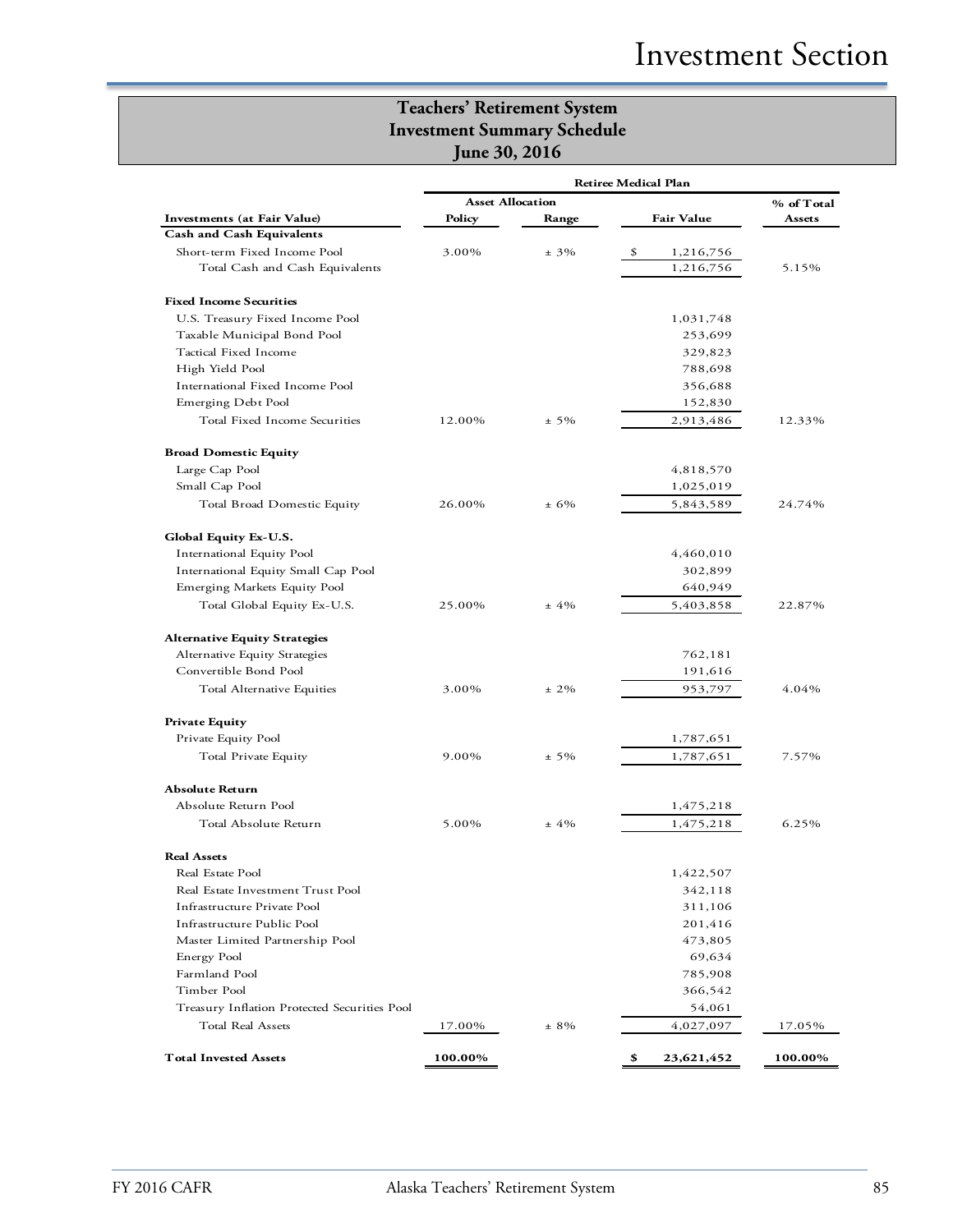## Teachers' Retirement System
## Investment Summary Schedule
## June 30, 2016

| | Retiree Medical Plan | | | |
|---|---|---|---|---|
| | Asset Allocation | | | % of Total |
| Investments (at Fair Value) | Policy | Range | Fair Value | Assets |
| **Cash and Cash Equivalents** | | | | |
| Short-term Fixed Income Pool | 3.00% | ± 3% | $ 1,216,756 | |
| Total Cash and Cash Equivalents | | | 1,216,756 | 5.15% |
| **Fixed Income Securities** | | | | |
| U.S. Treasury Fixed Income Pool | | | 1,031,748 | |
| Taxable Municipal Bond Pool | | | 253,699 | |
| Tactical Fixed Income | | | 329,823 | |
| High Yield Pool | | | 788,698 | |
| International Fixed Income Pool | | | 356,688 | |
| Emerging Debt Pool | | | 152,830 | |
| Total Fixed Income Securities | 12.00% | ± 5% | 2,913,486 | 12.33% |
| **Broad Domestic Equity** | | | | |
| Large Cap Pool | | | 4,818,570 | |
| Small Cap Pool | | | 1,025,019 | |
| Total Broad Domestic Equity | 26.00% | ± 6% | 5,843,589 | 24.74% |
| **Global Equity Ex-U.S.** | | | | |
| International Equity Pool | | | 4,460,010 | |
| International Equity Small Cap Pool | | | 302,899 | |
| Emerging Markets Equity Pool | | | 640,949 | |
| Total Global Equity Ex-U.S. | 25.00% | ± 4% | 5,403,858 | 22.87% |
| **Alternative Equity Strategies** | | | | |
| Alternative Equity Strategies | | | 762,181 | |
| Convertible Bond Pool | | | 191,616 | |
| Total Alternative Equities | 3.00% | ± 2% | 953,797 | 4.04% |
| **Private Equity** | | | | |
| Private Equity Pool | | | 1,787,651 | |
| Total Private Equity | 9.00% | ± 5% | 1,787,651 | 7.57% |
| **Absolute Return** | | | | |
| Absolute Return Pool | | | 1,475,218 | |
| Total Absolute Return | 5.00% | ± 4% | 1,475,218 | 6.25% |
| **Real Assets** | | | | |
| Real Estate Pool | | | 1,422,507 | |
| Real Estate Investment Trust Pool | | | 342,118 | |
| Infrastructure Private Pool | | | 311,106 | |
| Infrastructure Public Pool | | | 201,416 | |
| Master Limited Partnership Pool | | | 473,805 | |
| Energy Pool | | | 69,634 | |
| Farmland Pool | | | 785,908 | |
| Timber Pool | | | 366,542 | |
| Treasury Inflation Protected Securities Pool | | | 54,061 | |
| Total Real Assets | 17.00% | ± 8% | 4,027,097 | 17.05% |
| **Total Invested Assets** | **100.00%** | | **$ 23,621,452** | **100.00%** |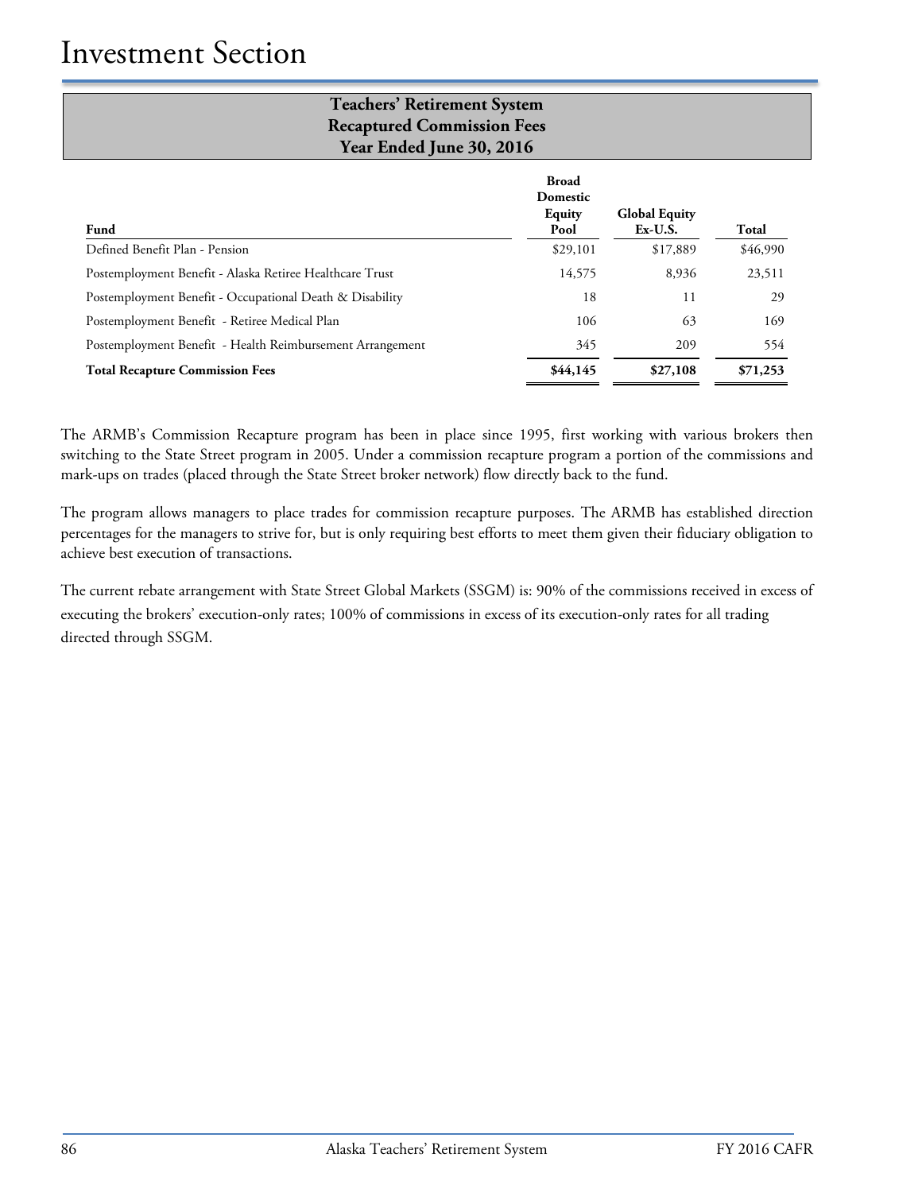## Teachers' Retirement System
## Recaptured Commission Fees
## Year Ended June 30, 2016

| Fund | Broad Domestic Equity Pool | Global Equity Ex-U.S. | Total |
|---|---|---|---|
| Defined Benefit Plan - Pension | $29,101 | $17,889 | $46,990 |
| Postemployment Benefit - Alaska Retiree Healthcare Trust | 14,575 | 8,936 | 23,511 |
| Postemployment Benefit - Occupational Death & Disability | 18 | 11 | 29 |
| Postemployment Benefit - Retiree Medical Plan | 106 | 63 | 169 |
| Postemployment Benefit - Health Reimbursement Arrangement | 345 | 209 | 554 |
| **Total Recapture Commission Fees** | **$44,145** | **$27,108** | **$71,253** |

The ARMB's Commission Recapture program has been in place since 1995, first working with various brokers then switching to the State Street program in 2005. Under a commission recapture program a portion of the commissions and mark-ups on trades (placed through the State Street broker network) flow directly back to the fund.

The program allows managers to place trades for commission recapture purposes. The ARMB has established direction percentages for the managers to strive for, but is only requiring best efforts to meet them given their fiduciary obligation to achieve best execution of transactions.

The current rebate arrangement with State Street Global Markets (SSGM) is: 90% of the commissions received in excess of executing the brokers' execution-only rates; 100% of commissions in excess of its execution-only rates for all trading directed through SSGM.